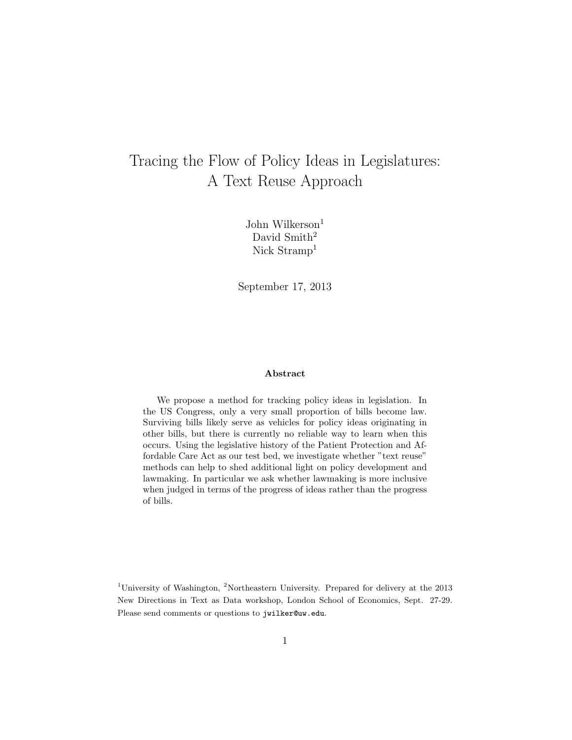# Tracing the Flow of Policy Ideas in Legislatures: A Text Reuse Approach

John Wilkerson[1]
David Smith[2]
Nick Stramp[1]

September 17, 2013

**Abstract**

We propose a method for tracking policy ideas in legislation. In the US Congress, only a very small proportion of bills become law. Surviving bills likely serve as vehicles for policy ideas originating in other bills, but there is currently no reliable way to learn when this occurs. Using the legislative history of the Patient Protection and Affordable Care Act as our test bed, we investigate whether "text reuse" methods can help to shed additional light on policy development and lawmaking. In particular we ask whether lawmaking is more inclusive when judged in terms of the progress of ideas rather than the progress of bills.

[1]University of Washington, [2]Northeastern University. Prepared for delivery at the 2013 New Directions in Text as Data workshop, London School of Economics, Sept. 27-29. Please send comments or questions to `jwilker@uw.edu`.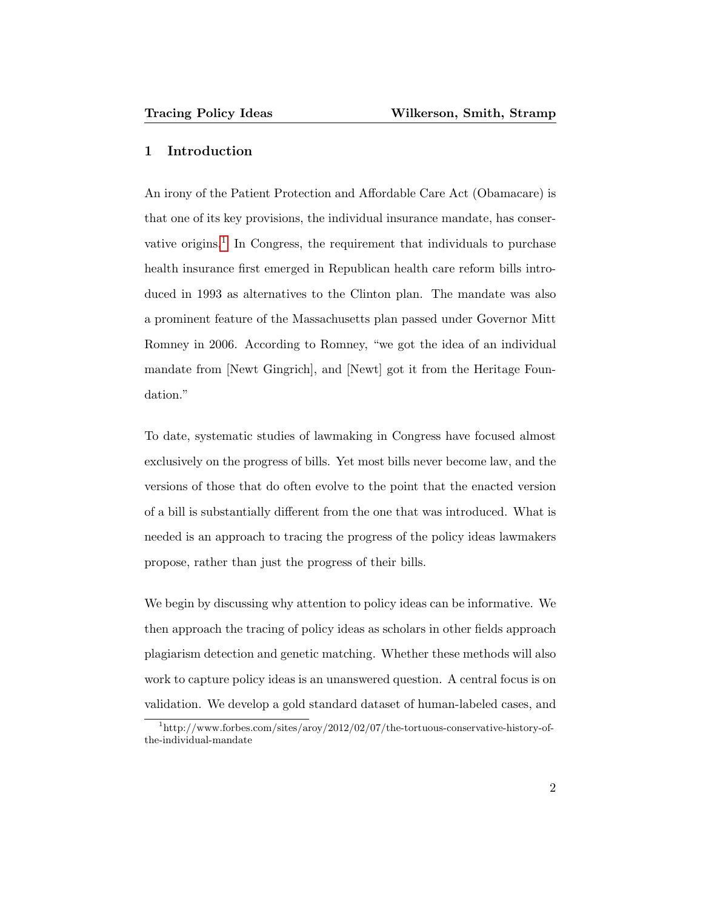## 1 Introduction

An irony of the Patient Protection and Affordable Care Act (Obamacare) is that one of its key provisions, the individual insurance mandate, has conservative origins.[1] In Congress, the requirement that individuals to purchase health insurance first emerged in Republican health care reform bills introduced in 1993 as alternatives to the Clinton plan. The mandate was also a prominent feature of the Massachusetts plan passed under Governor Mitt Romney in 2006. According to Romney, "we got the idea of an individual mandate from [Newt Gingrich], and [Newt] got it from the Heritage Foundation."

To date, systematic studies of lawmaking in Congress have focused almost exclusively on the progress of bills. Yet most bills never become law, and the versions of those that do often evolve to the point that the enacted version of a bill is substantially different from the one that was introduced. What is needed is an approach to tracing the progress of the policy ideas lawmakers propose, rather than just the progress of their bills.

We begin by discussing why attention to policy ideas can be informative. We then approach the tracing of policy ideas as scholars in other fields approach plagiarism detection and genetic matching. Whether these methods will also work to capture policy ideas is an unanswered question. A central focus is on validation. We develop a gold standard dataset of human-labeled cases, and

[1] http://www.forbes.com/sites/aroy/2012/02/07/the-tortuous-conservative-history-of-the-individual-mandate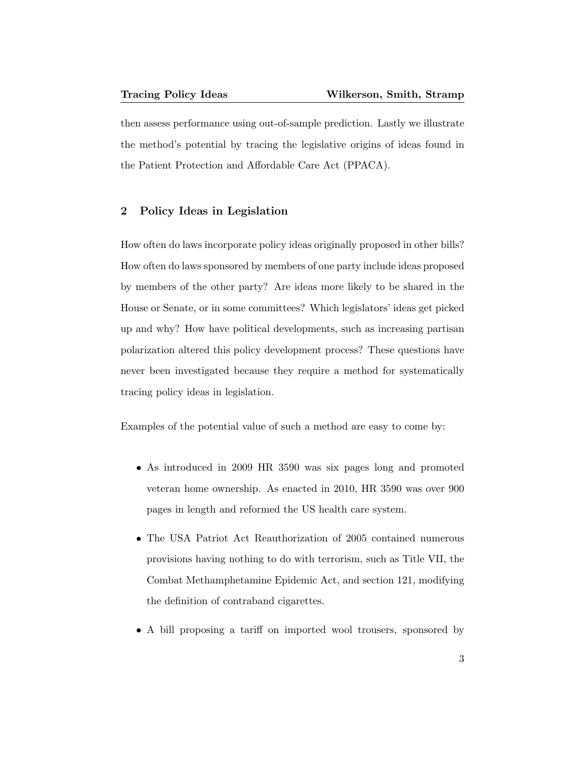then assess performance using out-of-sample prediction. Lastly we illustrate the method's potential by tracing the legislative origins of ideas found in the Patient Protection and Affordable Care Act (PPACA).

## 2 Policy Ideas in Legislation

How often do laws incorporate policy ideas originally proposed in other bills? How often do laws sponsored by members of one party include ideas proposed by members of the other party? Are ideas more likely to be shared in the House or Senate, or in some committees? Which legislators' ideas get picked up and why? How have political developments, such as increasing partisan polarization altered this policy development process? These questions have never been investigated because they require a method for systematically tracing policy ideas in legislation.

Examples of the potential value of such a method are easy to come by:

- As introduced in 2009 HR 3590 was six pages long and promoted veteran home ownership. As enacted in 2010, HR 3590 was over 900 pages in length and reformed the US health care system.
- The USA Patriot Act Reauthorization of 2005 contained numerous provisions having nothing to do with terrorism, such as Title VII, the Combat Methamphetamine Epidemic Act, and section 121, modifying the definition of contraband cigarettes.
- A bill proposing a tariff on imported wool trousers, sponsored by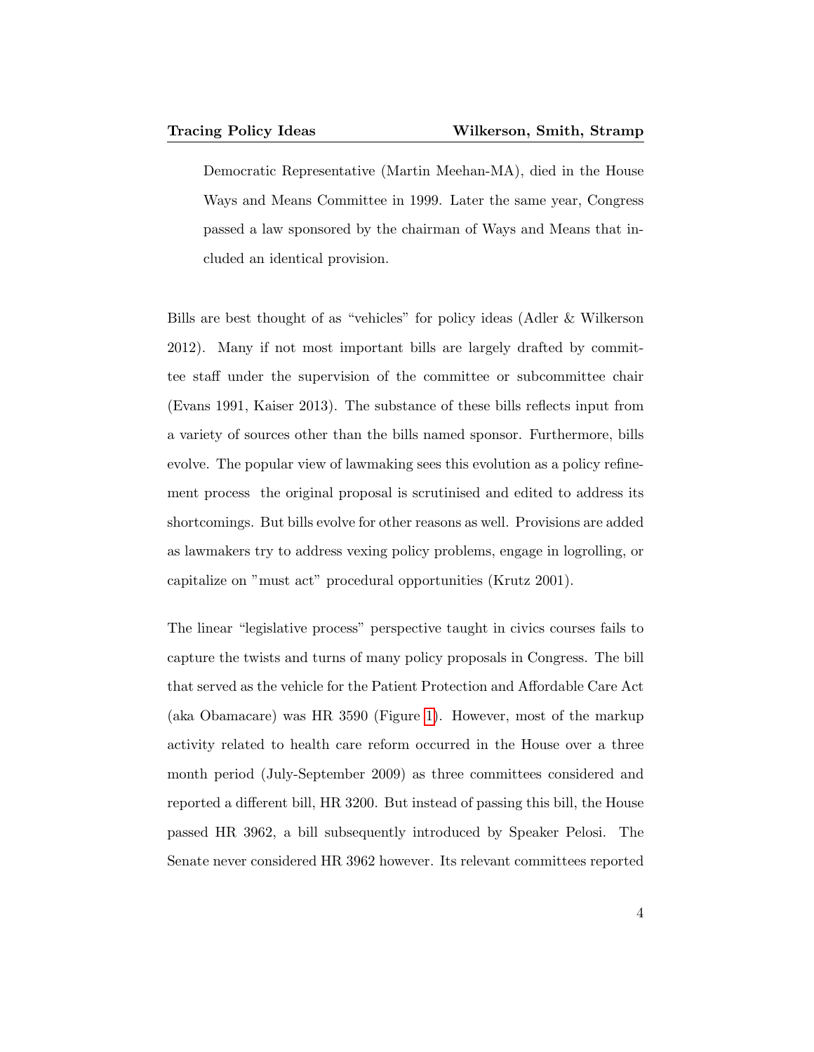> Democratic Representative (Martin Meehan-MA), died in the House Ways and Means Committee in 1999. Later the same year, Congress passed a law sponsored by the chairman of Ways and Means that included an identical provision.

Bills are best thought of as "vehicles" for policy ideas (Adler & Wilkerson 2012). Many if not most important bills are largely drafted by committee staff under the supervision of the committee or subcommittee chair (Evans 1991, Kaiser 2013). The substance of these bills reflects input from a variety of sources other than the bills named sponsor. Furthermore, bills evolve. The popular view of lawmaking sees this evolution as a policy refinement process  the original proposal is scrutinised and edited to address its shortcomings. But bills evolve for other reasons as well. Provisions are added as lawmakers try to address vexing policy problems, engage in logrolling, or capitalize on "must act" procedural opportunities (Krutz 2001).

The linear "legislative process" perspective taught in civics courses fails to capture the twists and turns of many policy proposals in Congress. The bill that served as the vehicle for the Patient Protection and Affordable Care Act (aka Obamacare) was HR 3590 (Figure 1). However, most of the markup activity related to health care reform occurred in the House over a three month period (July-September 2009) as three committees considered and reported a different bill, HR 3200. But instead of passing this bill, the House passed HR 3962, a bill subsequently introduced by Speaker Pelosi. The Senate never considered HR 3962 however. Its relevant committees reported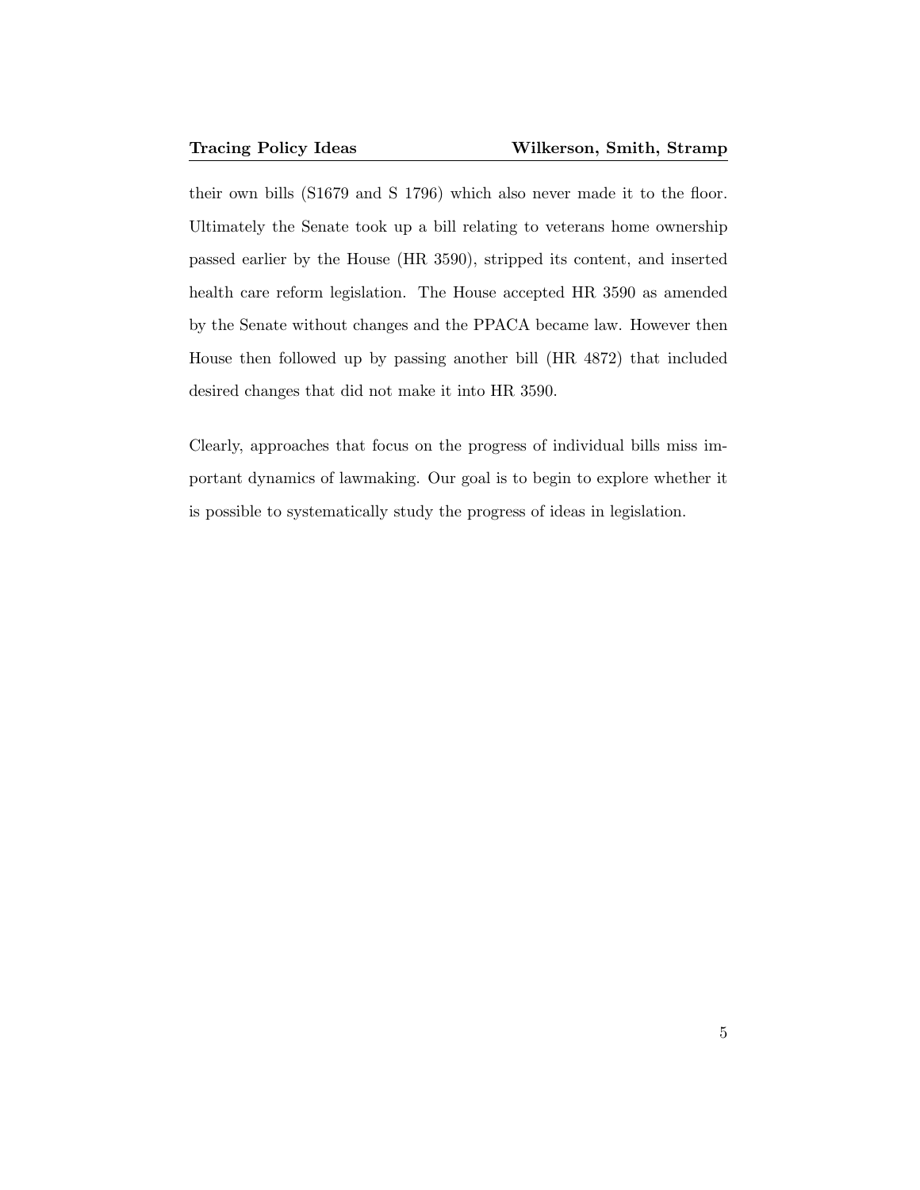their own bills (S1679 and S 1796) which also never made it to the floor. Ultimately the Senate took up a bill relating to veterans home ownership passed earlier by the House (HR 3590), stripped its content, and inserted health care reform legislation. The House accepted HR 3590 as amended by the Senate without changes and the PPACA became law. However then House then followed up by passing another bill (HR 4872) that included desired changes that did not make it into HR 3590.

Clearly, approaches that focus on the progress of individual bills miss important dynamics of lawmaking. Our goal is to begin to explore whether it is possible to systematically study the progress of ideas in legislation.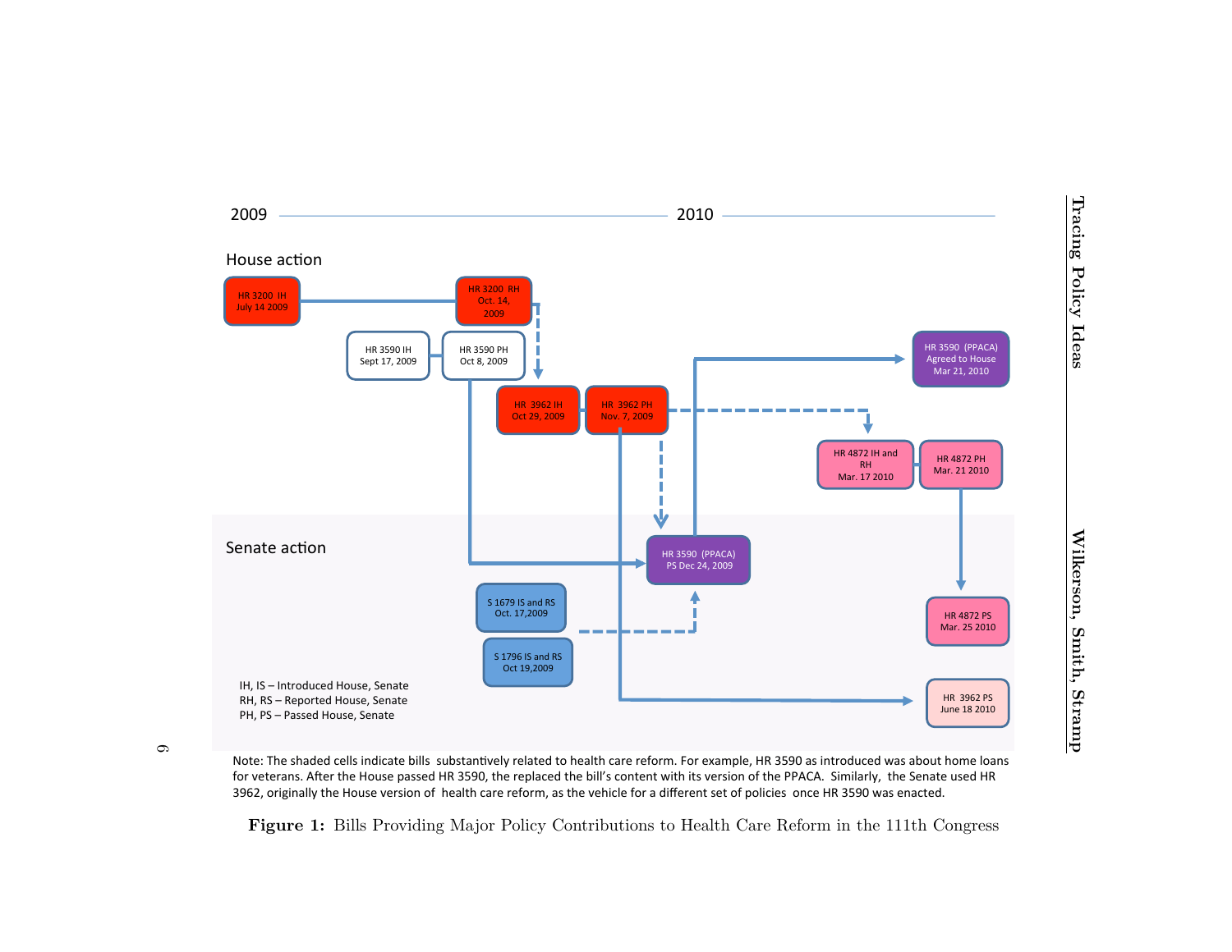2009 — 2010

House action

HR 3200 IH
July 14 2009

HR 3200 RH
Oct. 14, 2009

HR 3590 IH
Sept 17, 2009

HR 3590 PH
Oct 8, 2009

HR 3962 IH
Oct 29, 2009

HR 3962 PH
Nov. 7, 2009

HR 3590 (PPACA)
Agreed to House
Mar 21, 2010

HR 4872 IH and RH
Mar. 17 2010

HR 4872 PH
Mar. 21 2010

Senate action

HR 3590 (PPACA)
PS Dec 24, 2009

S 1679 IS and RS
Oct. 17,2009

S 1796 IS and RS
Oct 19,2009

HR 4872 PS
Mar. 25 2010

HR 3962 PS
June 18 2010

IH, IS – Introduced House, Senate
RH, RS – Reported House, Senate
PH, PS – Passed House, Senate

Note: The shaded cells indicate bills substantively related to health care reform. For example, HR 3590 as introduced was about home loans for veterans. After the House passed HR 3590, the replaced the bill's content with its version of the PPACA. Similarly, the Senate used HR 3962, originally the House version of health care reform, as the vehicle for a different set of policies once HR 3590 was enacted.

**Figure 1:** Bills Providing Major Policy Contributions to Health Care Reform in the 111th Congress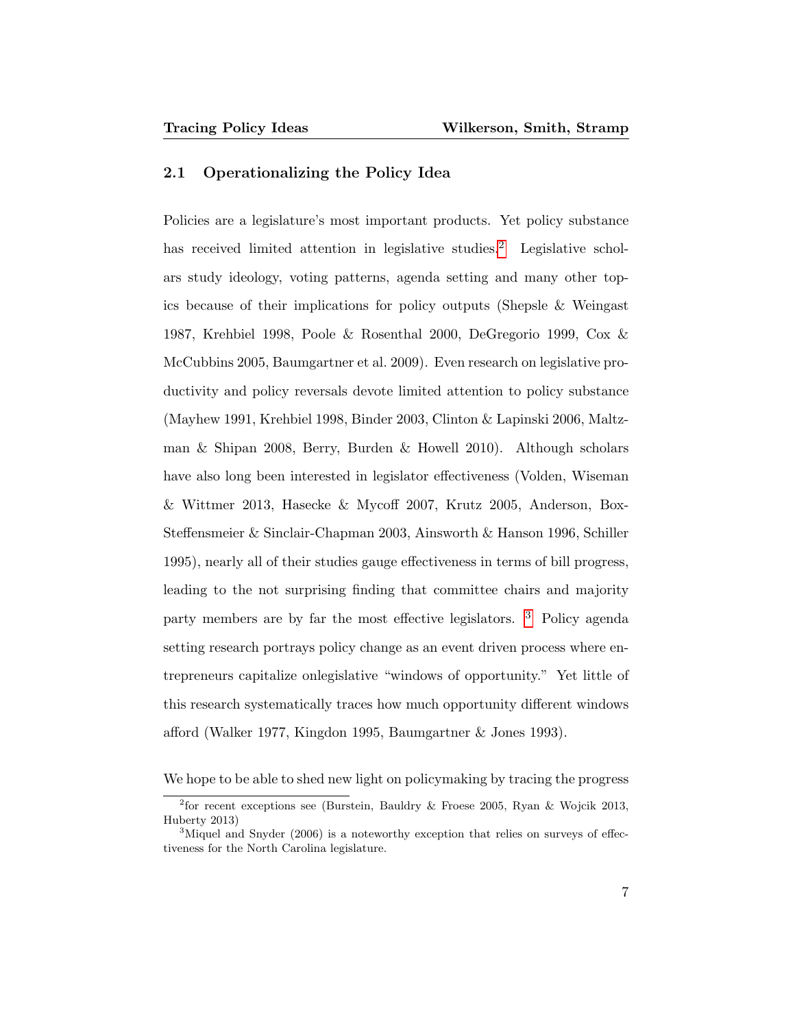## 2.1 Operationalizing the Policy Idea

Policies are a legislature's most important products. Yet policy substance has received limited attention in legislative studies.[2] Legislative scholars study ideology, voting patterns, agenda setting and many other topics because of their implications for policy outputs (Shepsle & Weingast 1987, Krehbiel 1998, Poole & Rosenthal 2000, DeGregorio 1999, Cox & McCubbins 2005, Baumgartner et al. 2009). Even research on legislative productivity and policy reversals devote limited attention to policy substance (Mayhew 1991, Krehbiel 1998, Binder 2003, Clinton & Lapinski 2006, Maltzman & Shipan 2008, Berry, Burden & Howell 2010). Although scholars have also long been interested in legislator effectiveness (Volden, Wiseman & Wittmer 2013, Hasecke & Mycoff 2007, Krutz 2005, Anderson, Box-Steffensmeier & Sinclair-Chapman 2003, Ainsworth & Hanson 1996, Schiller 1995), nearly all of their studies gauge effectiveness in terms of bill progress, leading to the not surprising finding that committee chairs and majority party members are by far the most effective legislators. [3] Policy agenda setting research portrays policy change as an event driven process where entrepreneurs capitalize onlegislative "windows of opportunity." Yet little of this research systematically traces how much opportunity different windows afford (Walker 1977, Kingdon 1995, Baumgartner & Jones 1993).

We hope to be able to shed new light on policymaking by tracing the progress

[2] for recent exceptions see (Burstein, Bauldry & Froese 2005, Ryan & Wojcik 2013, Huberty 2013)

[3] Miquel and Snyder (2006) is a noteworthy exception that relies on surveys of effectiveness for the North Carolina legislature.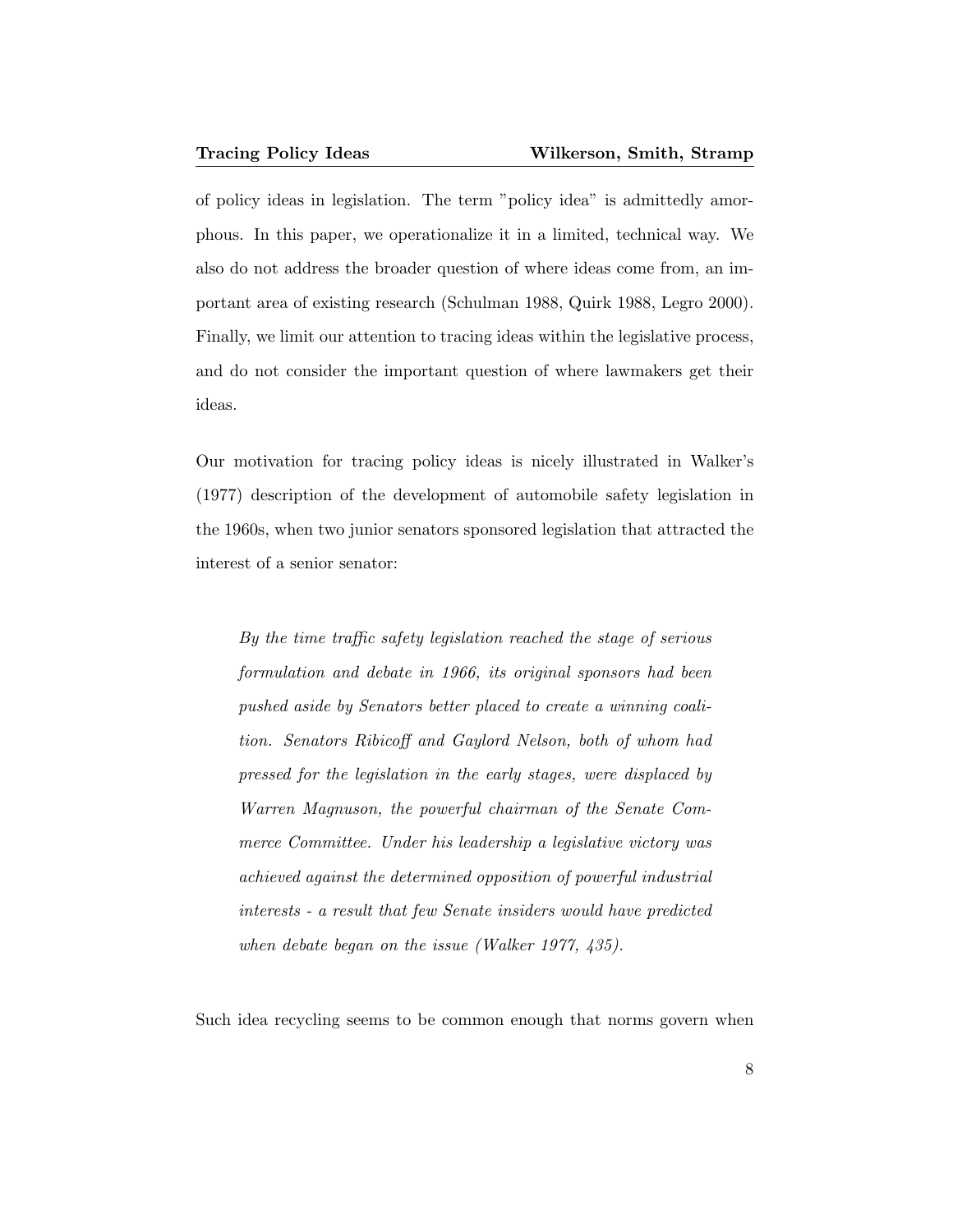of policy ideas in legislation. The term "policy idea" is admittedly amorphous. In this paper, we operationalize it in a limited, technical way. We also do not address the broader question of where ideas come from, an important area of existing research (Schulman 1988, Quirk 1988, Legro 2000). Finally, we limit our attention to tracing ideas within the legislative process, and do not consider the important question of where lawmakers get their ideas.

Our motivation for tracing policy ideas is nicely illustrated in Walker's (1977) description of the development of automobile safety legislation in the 1960s, when two junior senators sponsored legislation that attracted the interest of a senior senator:

> *By the time traffic safety legislation reached the stage of serious formulation and debate in 1966, its original sponsors had been pushed aside by Senators better placed to create a winning coalition. Senators Ribicoff and Gaylord Nelson, both of whom had pressed for the legislation in the early stages, were displaced by Warren Magnuson, the powerful chairman of the Senate Commerce Committee. Under his leadership a legislative victory was achieved against the determined opposition of powerful industrial interests - a result that few Senate insiders would have predicted when debate began on the issue (Walker 1977, 435).*

Such idea recycling seems to be common enough that norms govern when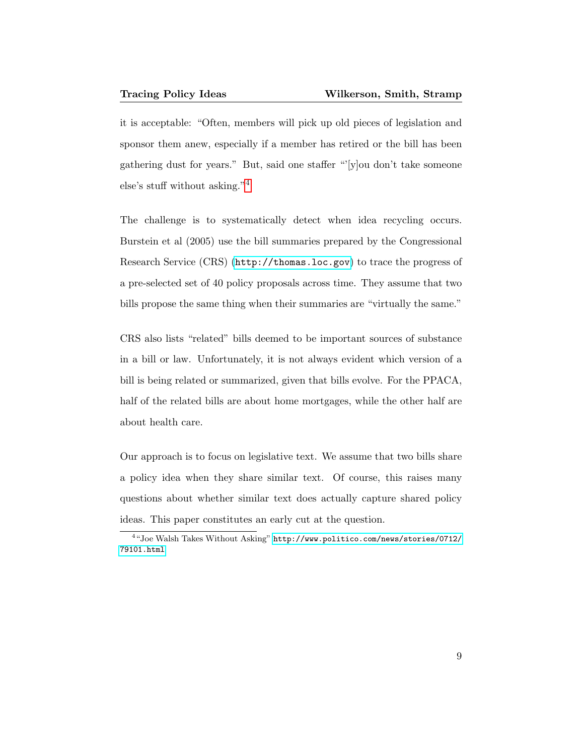it is acceptable: "Often, members will pick up old pieces of legislation and sponsor them anew, especially if a member has retired or the bill has been gathering dust for years." But, said one staffer "'[y]ou don't take someone else's stuff without asking."[4]

The challenge is to systematically detect when idea recycling occurs. Burstein et al (2005) use the bill summaries prepared by the Congressional Research Service (CRS) (http://thomas.loc.gov) to trace the progress of a pre-selected set of 40 policy proposals across time. They assume that two bills propose the same thing when their summaries are "virtually the same."

CRS also lists "related" bills deemed to be important sources of substance in a bill or law. Unfortunately, it is not always evident which version of a bill is being related or summarized, given that bills evolve. For the PPACA, half of the related bills are about home mortgages, while the other half are about health care.

Our approach is to focus on legislative text. We assume that two bills share a policy idea when they share similar text. Of course, this raises many questions about whether similar text does actually capture shared policy ideas. This paper constitutes an early cut at the question.

[4] "Joe Walsh Takes Without Asking" http://www.politico.com/news/stories/0712/79101.html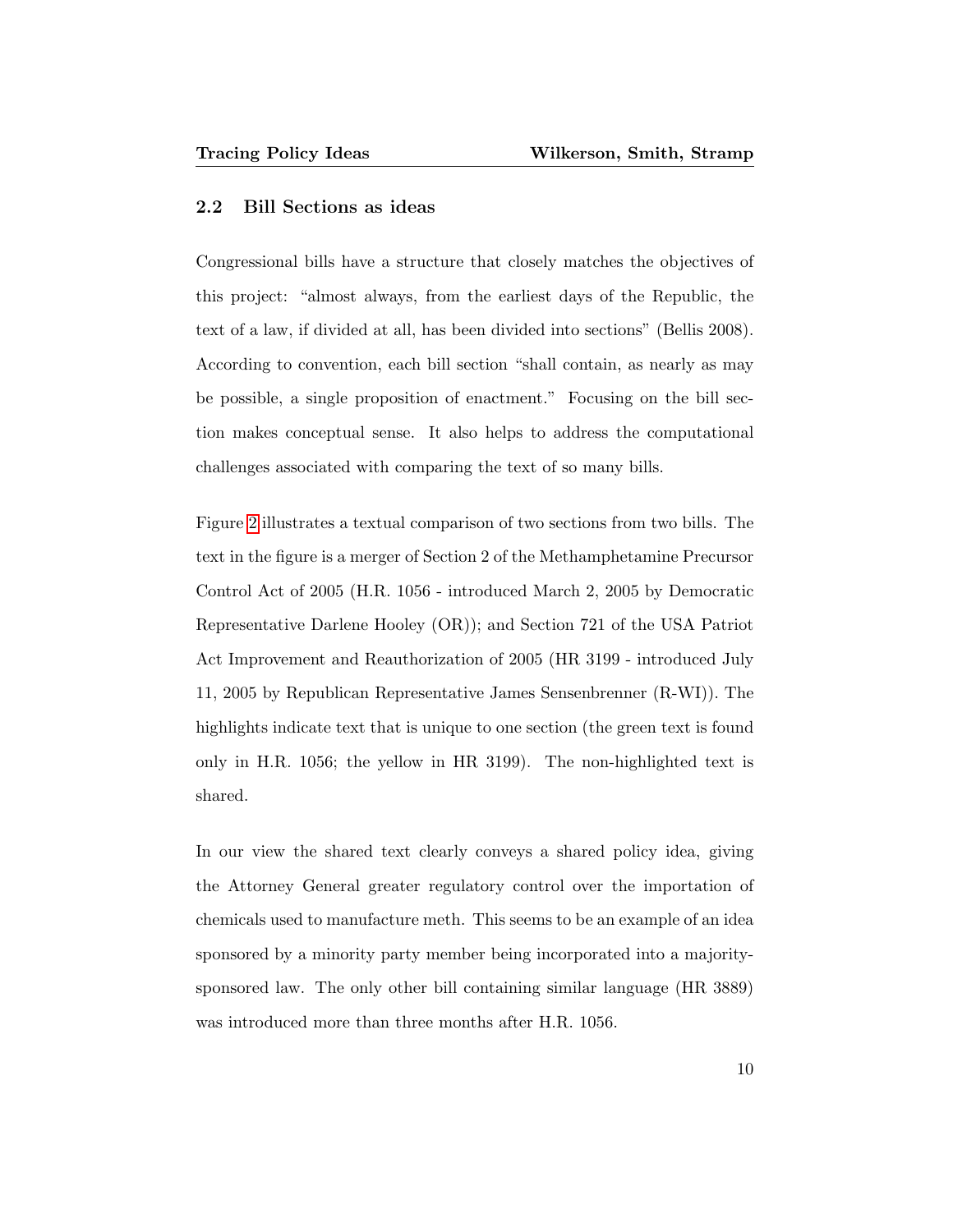## 2.2 Bill Sections as ideas

Congressional bills have a structure that closely matches the objectives of this project: "almost always, from the earliest days of the Republic, the text of a law, if divided at all, has been divided into sections" (Bellis 2008). According to convention, each bill section "shall contain, as nearly as may be possible, a single proposition of enactment." Focusing on the bill section makes conceptual sense. It also helps to address the computational challenges associated with comparing the text of so many bills.

Figure 2 illustrates a textual comparison of two sections from two bills. The text in the figure is a merger of Section 2 of the Methamphetamine Precursor Control Act of 2005 (H.R. 1056 - introduced March 2, 2005 by Democratic Representative Darlene Hooley (OR)); and Section 721 of the USA Patriot Act Improvement and Reauthorization of 2005 (HR 3199 - introduced July 11, 2005 by Republican Representative James Sensenbrenner (R-WI)). The highlights indicate text that is unique to one section (the green text is found only in H.R. 1056; the yellow in HR 3199). The non-highlighted text is shared.

In our view the shared text clearly conveys a shared policy idea, giving the Attorney General greater regulatory control over the importation of chemicals used to manufacture meth. This seems to be an example of an idea sponsored by a minority party member being incorporated into a majority-sponsored law. The only other bill containing similar language (HR 3889) was introduced more than three months after H.R. 1056.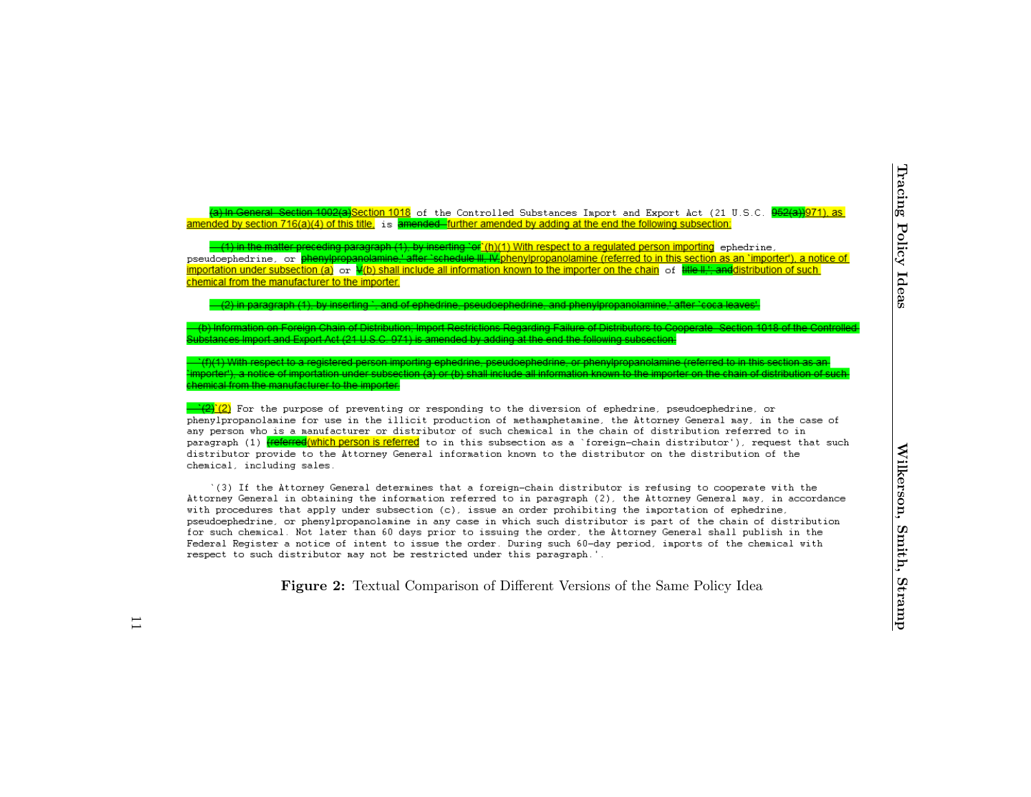~~(a) In General. Section 1002(a)~~Section 1018 of the Controlled Substances Import and Export Act (21 U.S.C. ~~952(a))~~971), as amended by section 716(a)(4) of this title, is ~~amended--~~further amended by adding at the end the following subsection:

~~--(1) in the matter preceding paragraph (1), by inserting `or'~~`(h)(1) With respect to a regulated person importing ephedrine, pseudoephedrine, or ~~phenylpropanolamine,' after `schedule III, IV,~~phenylpropanolamine (referred to in this section as an `importer'), a notice of importation under subsection (a) or ~~V~~(b) shall include all information known to the importer on the chain of ~~title II,'; and~~distribution of such chemical from the manufacturer to the importer.

~~--(2) in paragraph (1), by inserting `, and of ephedrine, pseudoephedrine, and phenylpropanolamine,' after `coca leaves'.~~

~~--(b) Information on Foreign Chain of Distribution; Import Restrictions Regarding Failure of Distributors to Cooperate. Section 1018 of the Controlled Substances Import and Export Act (21 U.S.C. 971) is amended by adding at the end the following subsection:~~

~~--`(f)(1) With respect to a registered person importing ephedrine, pseudoephedrine, or phenylpropanolamine (referred to in this section as an `importer'), a notice of importation under subsection (a) or (b) shall include all information known to the importer on the chain of distribution of such chemical from the manufacturer to the importer.~~

~~--`(2)~~`(2) For the purpose of preventing or responding to the diversion of ephedrine, pseudoephedrine, or phenylpropanolamine for use in the illicit production of methamphetamine, the Attorney General may, in the case of any person who is a manufacturer or distributor of such chemical in the chain of distribution referred to in paragraph (1) ~~(referred~~(which person is referred to in this subsection as a `foreign-chain distributor'), request that such distributor provide to the Attorney General information known to the distributor on the distribution of the chemical, including sales.

`(3) If the Attorney General determines that a foreign-chain distributor is refusing to cooperate with the Attorney General in obtaining the information referred to in paragraph (2), the Attorney General may, in accordance with procedures that apply under subsection (c), issue an order prohibiting the importation of ephedrine, pseudoephedrine, or phenylpropanolamine in any case in which such distributor is part of the chain of distribution for such chemical. Not later than 60 days prior to issuing the order, the Attorney General shall publish in the Federal Register a notice of intent to issue the order. During such 60-day period, imports of the chemical with respect to such distributor may not be restricted under this paragraph.'.

**Figure 2:** Textual Comparison of Different Versions of the Same Policy Idea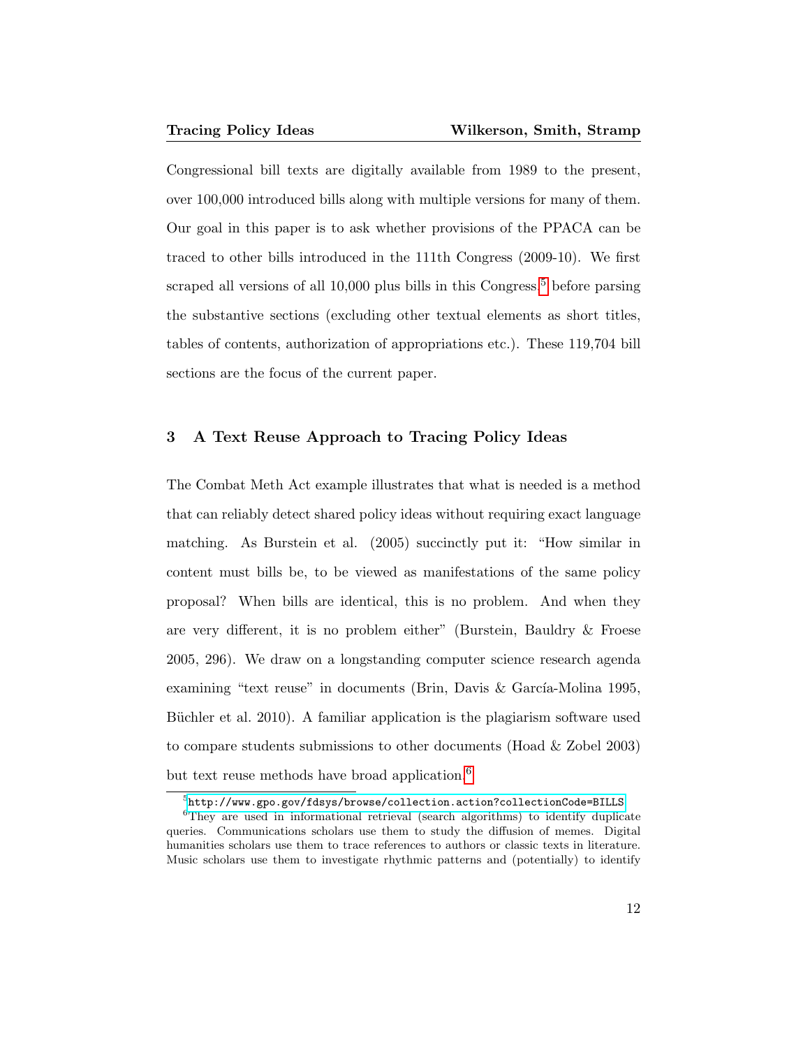Congressional bill texts are digitally available from 1989 to the present, over 100,000 introduced bills along with multiple versions for many of them. Our goal in this paper is to ask whether provisions of the PPACA can be traced to other bills introduced in the 111th Congress (2009-10). We first scraped all versions of all 10,000 plus bills in this Congress[5] before parsing the substantive sections (excluding other textual elements as short titles, tables of contents, authorization of appropriations etc.). These 119,704 bill sections are the focus of the current paper.

## 3 A Text Reuse Approach to Tracing Policy Ideas

The Combat Meth Act example illustrates that what is needed is a method that can reliably detect shared policy ideas without requiring exact language matching. As Burstein et al. (2005) succinctly put it: "How similar in content must bills be, to be viewed as manifestations of the same policy proposal? When bills are identical, this is no problem. And when they are very different, it is no problem either" (Burstein, Bauldry & Froese 2005, 296). We draw on a longstanding computer science research agenda examining "text reuse" in documents (Brin, Davis & García-Molina 1995, Büchler et al. 2010). A familiar application is the plagiarism software used to compare students submissions to other documents (Hoad & Zobel 2003) but text reuse methods have broad application.[6]

[5] http://www.gpo.gov/fdsys/browse/collection.action?collectionCode=BILLS

[6] They are used in informational retrieval (search algorithms) to identify duplicate queries. Communications scholars use them to study the diffusion of memes. Digital humanities scholars use them to trace references to authors or classic texts in literature. Music scholars use them to investigate rhythmic patterns and (potentially) to identify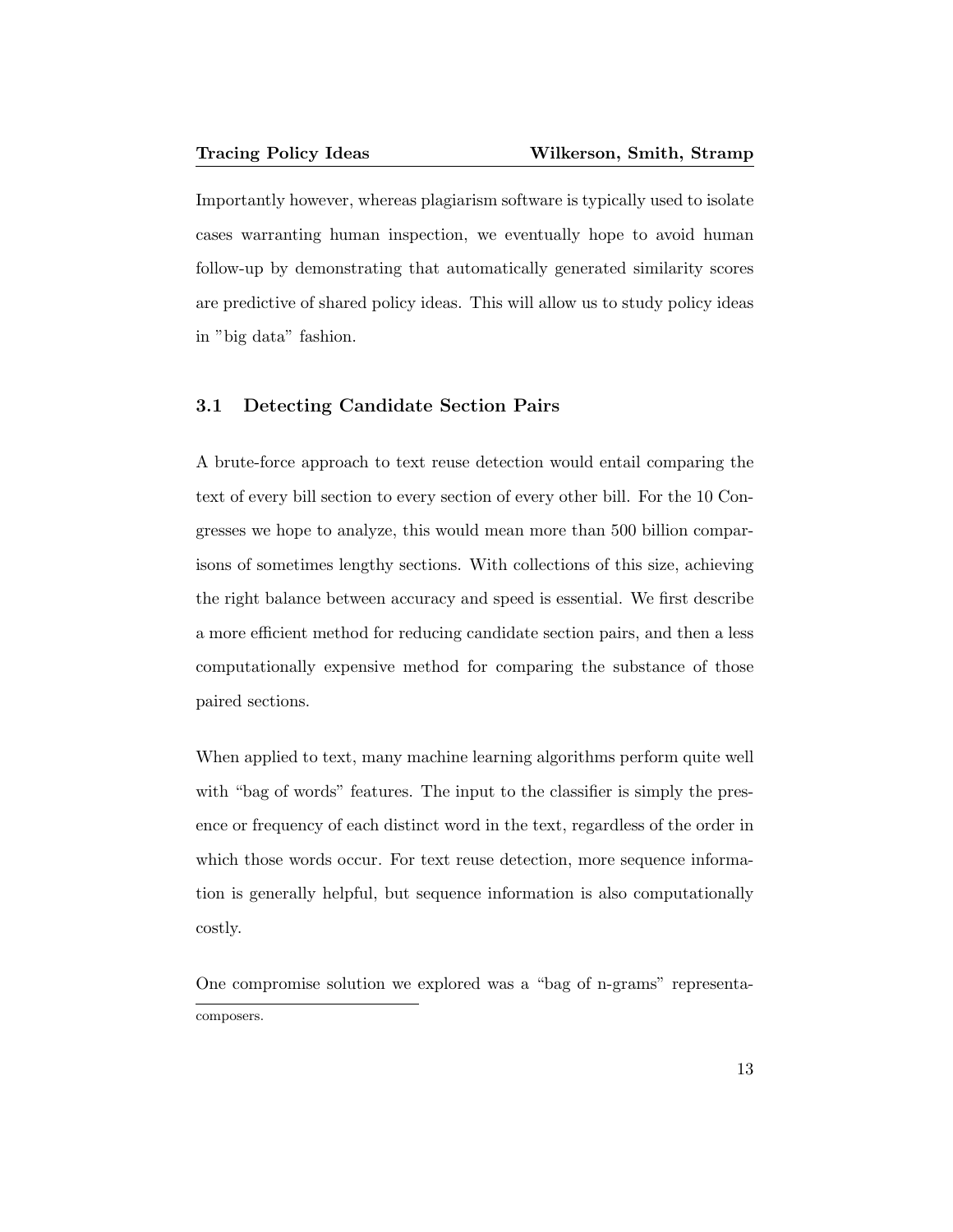Importantly however, whereas plagiarism software is typically used to isolate cases warranting human inspection, we eventually hope to avoid human follow-up by demonstrating that automatically generated similarity scores are predictive of shared policy ideas. This will allow us to study policy ideas in "big data" fashion.

### 3.1 Detecting Candidate Section Pairs

A brute-force approach to text reuse detection would entail comparing the text of every bill section to every section of every other bill. For the 10 Congresses we hope to analyze, this would mean more than 500 billion comparisons of sometimes lengthy sections. With collections of this size, achieving the right balance between accuracy and speed is essential. We first describe a more efficient method for reducing candidate section pairs, and then a less computationally expensive method for comparing the substance of those paired sections.

When applied to text, many machine learning algorithms perform quite well with "bag of words" features. The input to the classifier is simply the presence or frequency of each distinct word in the text, regardless of the order in which those words occur. For text reuse detection, more sequence information is generally helpful, but sequence information is also computationally costly.

One compromise solution we explored was a "bag of n-grams" representa-

composers.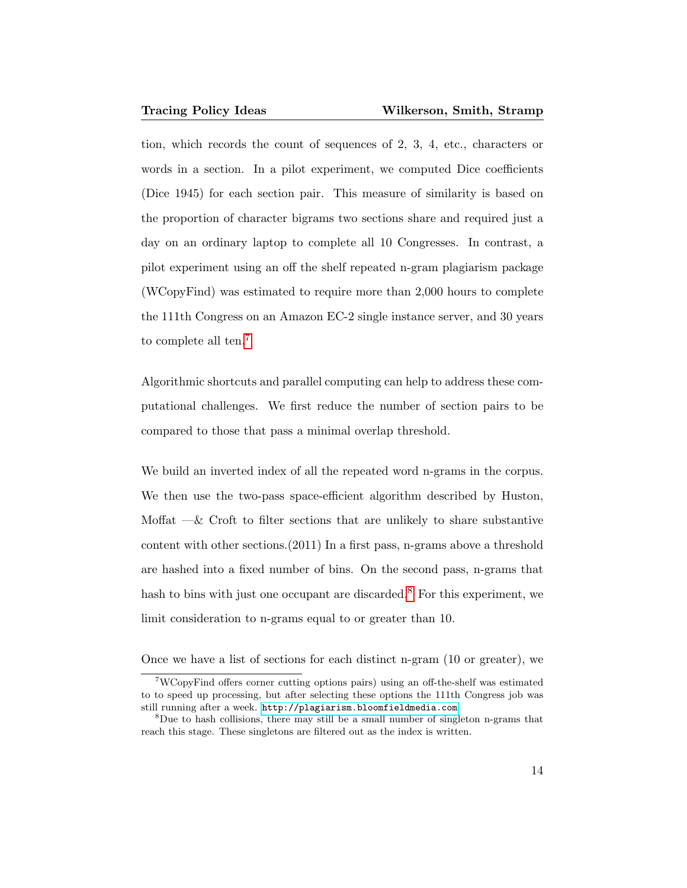tion, which records the count of sequences of 2, 3, 4, etc., characters or words in a section. In a pilot experiment, we computed Dice coefficients (Dice 1945) for each section pair. This measure of similarity is based on the proportion of character bigrams two sections share and required just a day on an ordinary laptop to complete all 10 Congresses. In contrast, a pilot experiment using an off the shelf repeated n-gram plagiarism package (WCopyFind) was estimated to require more than 2,000 hours to complete the 111th Congress on an Amazon EC-2 single instance server, and 30 years to complete all ten.[7]

Algorithmic shortcuts and parallel computing can help to address these computational challenges. We first reduce the number of section pairs to be compared to those that pass a minimal overlap threshold.

We build an inverted index of all the repeated word n-grams in the corpus. We then use the two-pass space-efficient algorithm described by Huston, Moffat —& Croft to filter sections that are unlikely to share substantive content with other sections.(2011) In a first pass, n-grams above a threshold are hashed into a fixed number of bins. On the second pass, n-grams that hash to bins with just one occupant are discarded.[8] For this experiment, we limit consideration to n-grams equal to or greater than 10.

Once we have a list of sections for each distinct n-gram (10 or greater), we

---

[7] WCopyFind offers corner cutting options pairs) using an off-the-shelf was estimated to to speed up processing, but after selecting these options the 111th Congress job was still running after a week. http://plagiarism.bloomfieldmedia.com

[8] Due to hash collisions, there may still be a small number of singleton n-grams that reach this stage. These singletons are filtered out as the index is written.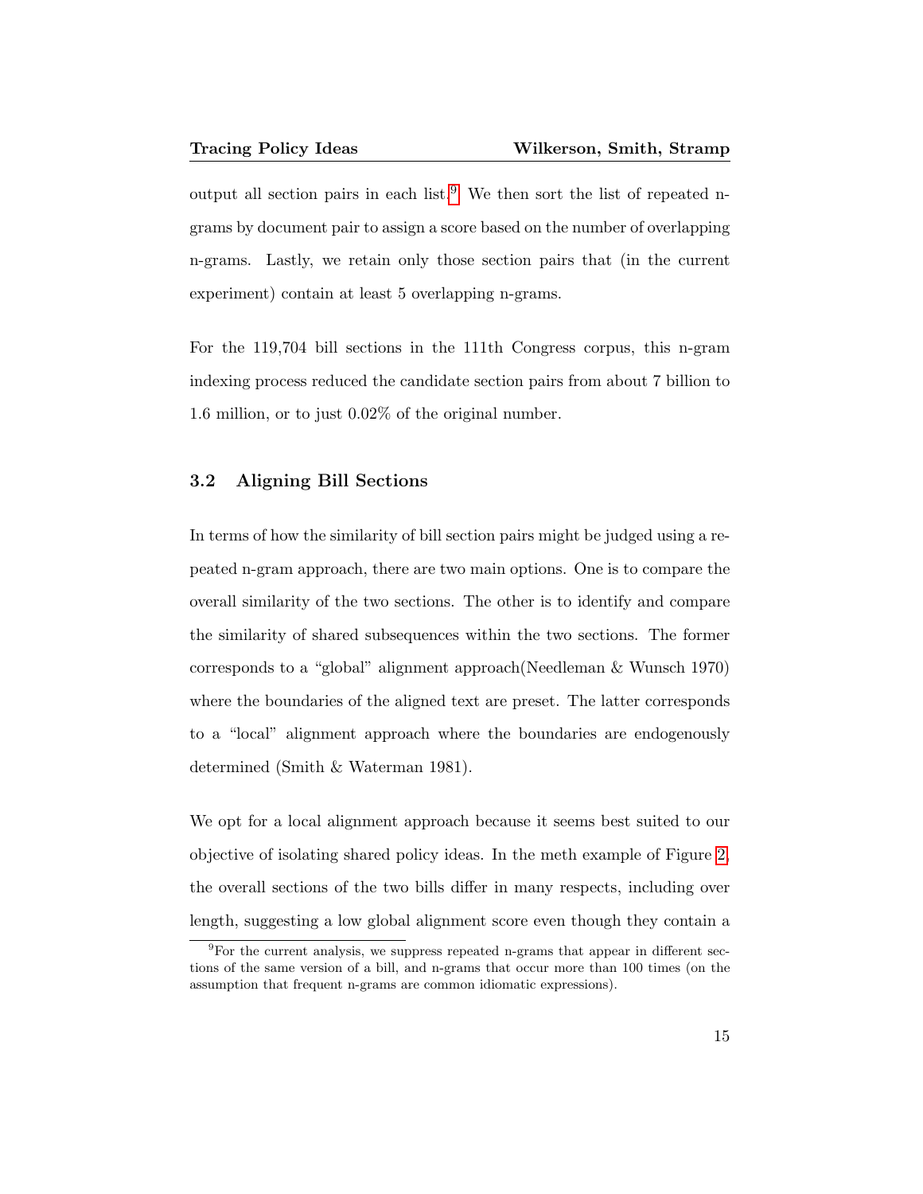output all section pairs in each list.[9] We then sort the list of repeated n-grams by document pair to assign a score based on the number of overlapping n-grams. Lastly, we retain only those section pairs that (in the current experiment) contain at least 5 overlapping n-grams.

For the 119,704 bill sections in the 111th Congress corpus, this n-gram indexing process reduced the candidate section pairs from about 7 billion to 1.6 million, or to just 0.02% of the original number.

### 3.2 Aligning Bill Sections

In terms of how the similarity of bill section pairs might be judged using a repeated n-gram approach, there are two main options. One is to compare the overall similarity of the two sections. The other is to identify and compare the similarity of shared subsequences within the two sections. The former corresponds to a "global" alignment approach(Needleman & Wunsch 1970) where the boundaries of the aligned text are preset. The latter corresponds to a "local" alignment approach where the boundaries are endogenously determined (Smith & Waterman 1981).

We opt for a local alignment approach because it seems best suited to our objective of isolating shared policy ideas. In the meth example of Figure 2, the overall sections of the two bills differ in many respects, including over length, suggesting a low global alignment score even though they contain a

[9] For the current analysis, we suppress repeated n-grams that appear in different sections of the same version of a bill, and n-grams that occur more than 100 times (on the assumption that frequent n-grams are common idiomatic expressions).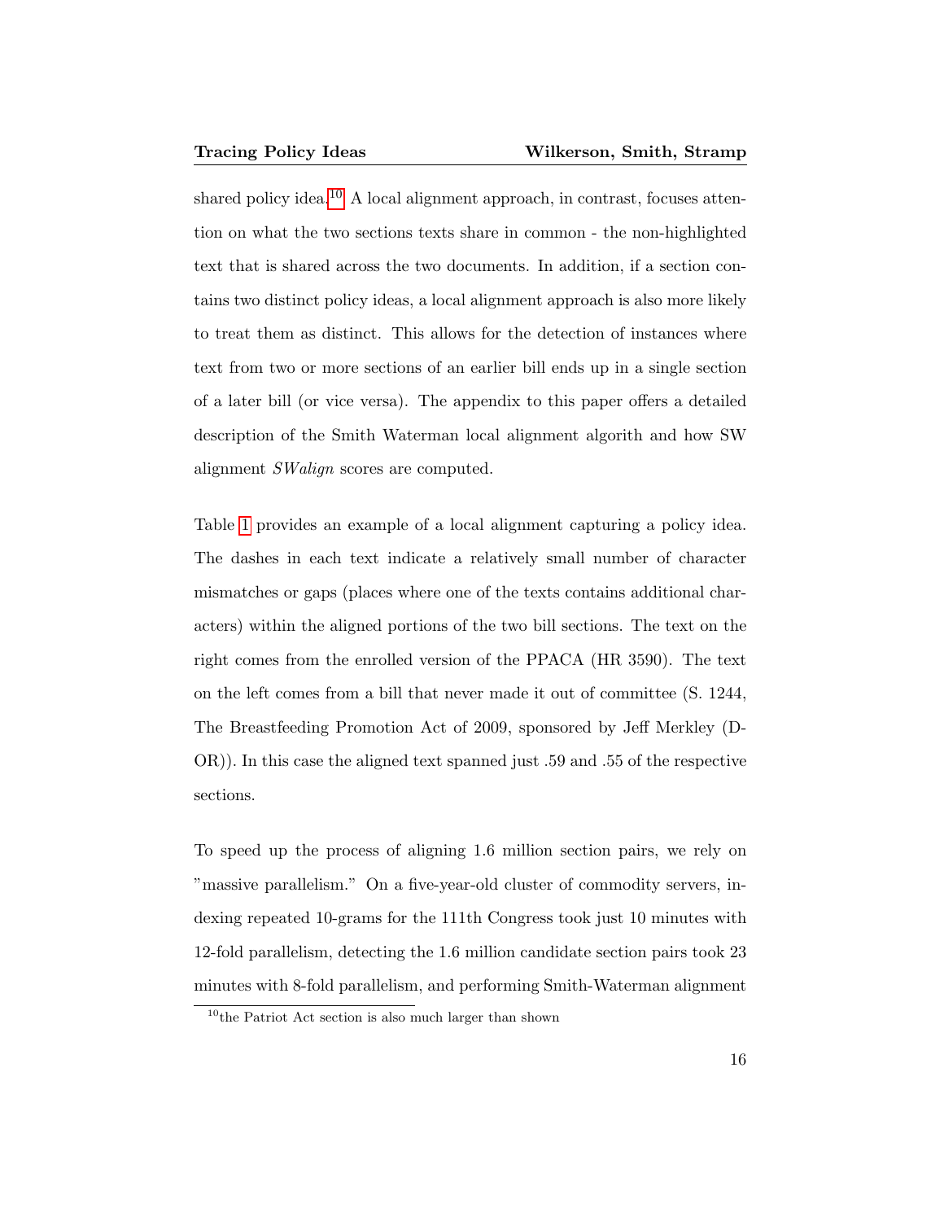shared policy idea.[10] A local alignment approach, in contrast, focuses attention on what the two sections texts share in common - the non-highlighted text that is shared across the two documents. In addition, if a section contains two distinct policy ideas, a local alignment approach is also more likely to treat them as distinct. This allows for the detection of instances where text from two or more sections of an earlier bill ends up in a single section of a later bill (or vice versa). The appendix to this paper offers a detailed description of the Smith Waterman local alignment algorith and how SW alignment *SWalign* scores are computed.

Table 1 provides an example of a local alignment capturing a policy idea. The dashes in each text indicate a relatively small number of character mismatches or gaps (places where one of the texts contains additional characters) within the aligned portions of the two bill sections. The text on the right comes from the enrolled version of the PPACA (HR 3590). The text on the left comes from a bill that never made it out of committee (S. 1244, The Breastfeeding Promotion Act of 2009, sponsored by Jeff Merkley (D-OR)). In this case the aligned text spanned just .59 and .55 of the respective sections.

To speed up the process of aligning 1.6 million section pairs, we rely on "massive parallelism." On a five-year-old cluster of commodity servers, indexing repeated 10-grams for the 111th Congress took just 10 minutes with 12-fold parallelism, detecting the 1.6 million candidate section pairs took 23 minutes with 8-fold parallelism, and performing Smith-Waterman alignment

[10] the Patriot Act section is also much larger than shown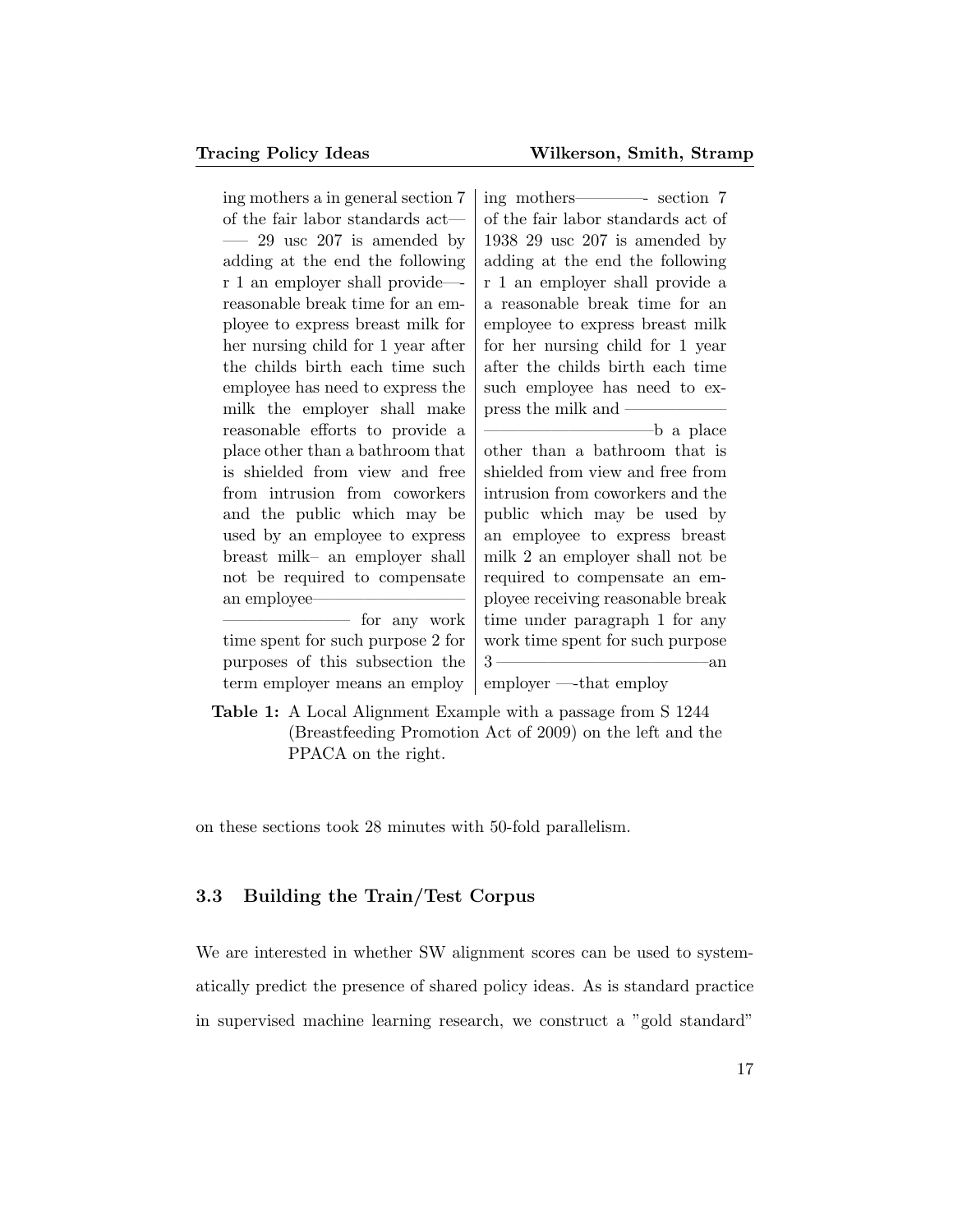| | |
|---|---|
| ing mothers a in general section 7 of the fair labor standards act——— 29 usc 207 is amended by adding at the end the following r 1 an employer shall provide—-reasonable break time for an employee to express breast milk for her nursing child for 1 year after the childs birth each time such employee has need to express the milk the employer shall make reasonable efforts to provide a place other than a bathroom that is shielded from view and free from intrusion from coworkers and the public which may be used by an employee to express breast milk– an employer shall not be required to compensate an employee———————————————————— for any work time spent for such purpose 2 for purposes of this subsection the term employer means an employ | ing mothers————- section 7 of the fair labor standards act of 1938 29 usc 207 is amended by adding at the end the following r 1 an employer shall provide a a reasonable break time for an employee to express breast milk for her nursing child for 1 year after the childs birth each time such employee has need to express the milk and ——————————————————b a place other than a bathroom that is shielded from view and free from intrusion from coworkers and the public which may be used by an employee to express breast milk 2 an employer shall not be required to compensate an employee receiving reasonable break time under paragraph 1 for any work time spent for such purpose 3 —————————————an employer —-that employ |

**Table 1:** A Local Alignment Example with a passage from S 1244 (Breastfeeding Promotion Act of 2009) on the left and the PPACA on the right.

on these sections took 28 minutes with 50-fold parallelism.

### 3.3 Building the Train/Test Corpus

We are interested in whether SW alignment scores can be used to systematically predict the presence of shared policy ideas. As is standard practice in supervised machine learning research, we construct a "gold standard"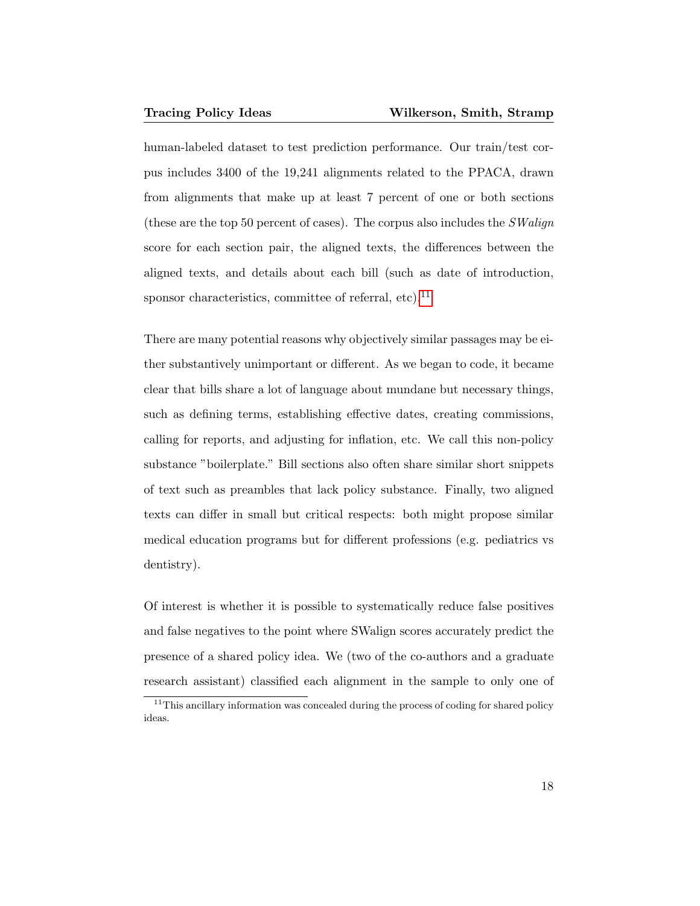human-labeled dataset to test prediction performance. Our train/test corpus includes 3400 of the 19,241 alignments related to the PPACA, drawn from alignments that make up at least 7 percent of one or both sections (these are the top 50 percent of cases). The corpus also includes the *SWalign* score for each section pair, the aligned texts, the differences between the aligned texts, and details about each bill (such as date of introduction, sponsor characteristics, committee of referral, etc).[11]

There are many potential reasons why objectively similar passages may be either substantively unimportant or different. As we began to code, it became clear that bills share a lot of language about mundane but necessary things, such as defining terms, establishing effective dates, creating commissions, calling for reports, and adjusting for inflation, etc. We call this non-policy substance "boilerplate." Bill sections also often share similar short snippets of text such as preambles that lack policy substance. Finally, two aligned texts can differ in small but critical respects: both might propose similar medical education programs but for different professions (e.g. pediatrics vs dentistry).

Of interest is whether it is possible to systematically reduce false positives and false negatives to the point where SWalign scores accurately predict the presence of a shared policy idea. We (two of the co-authors and a graduate research assistant) classified each alignment in the sample to only one of

[11] This ancillary information was concealed during the process of coding for shared policy ideas.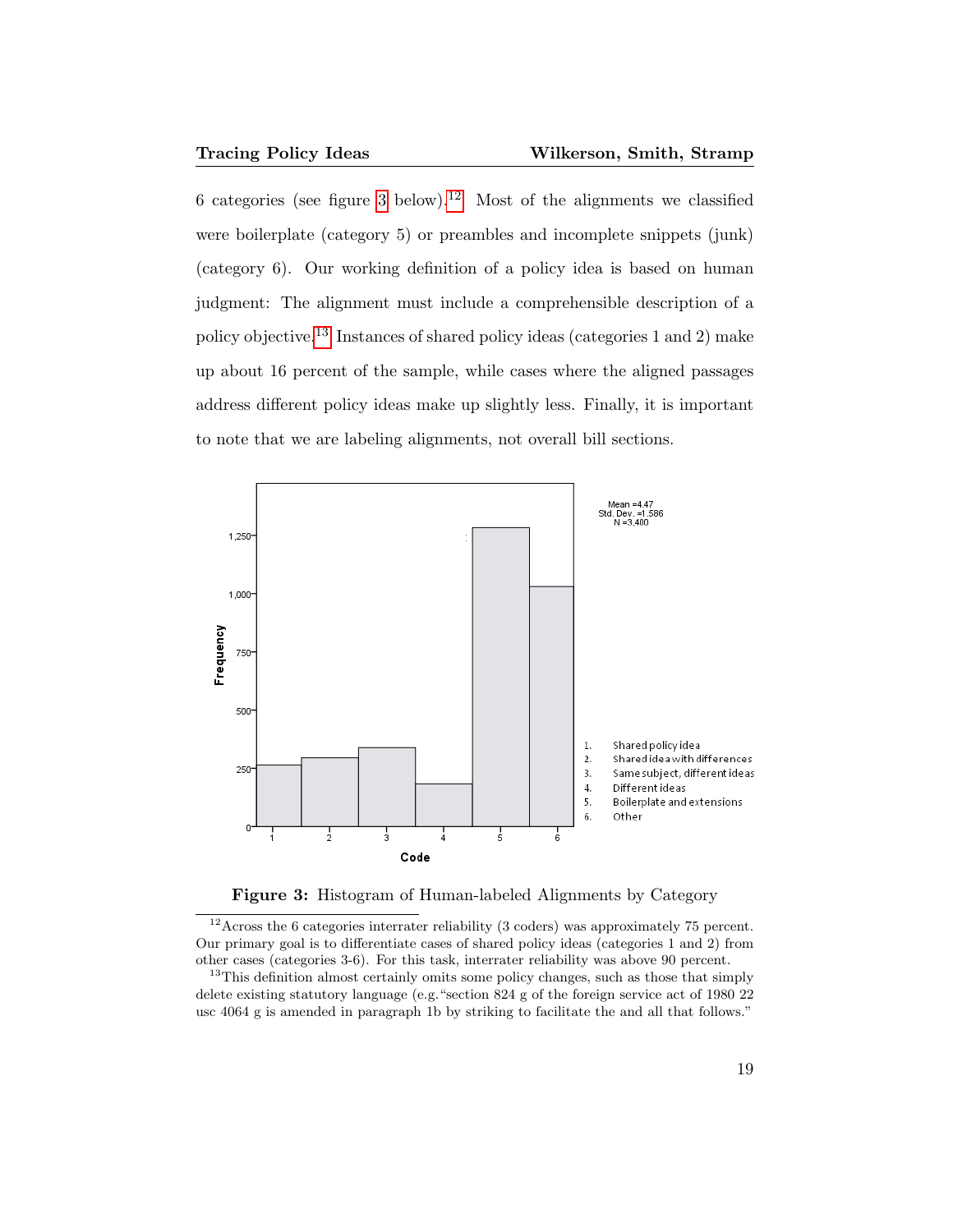6 categories (see figure 3 below).[12] Most of the alignments we classified were boilerplate (category 5) or preambles and incomplete snippets (junk) (category 6). Our working definition of a policy idea is based on human judgment: The alignment must include a comprehensible description of a policy objective.[13] Instances of shared policy ideas (categories 1 and 2) make up about 16 percent of the sample, while cases where the aligned passages address different policy ideas make up slightly less. Finally, it is important to note that we are labeling alignments, not overall bill sections.

**Figure 3:** Histogram of Human-labeled Alignments by Category

---

[12]Across the 6 categories interrater reliability (3 coders) was approximately 75 percent. Our primary goal is to differentiate cases of shared policy ideas (categories 1 and 2) from other cases (categories 3-6). For this task, interrater reliability was above 90 percent.

[13]This definition almost certainly omits some policy changes, such as those that simply delete existing statutory language (e.g. "section 824 g of the foreign service act of 1980 22 usc 4064 g is amended in paragraph 1b by striking to facilitate the and all that follows."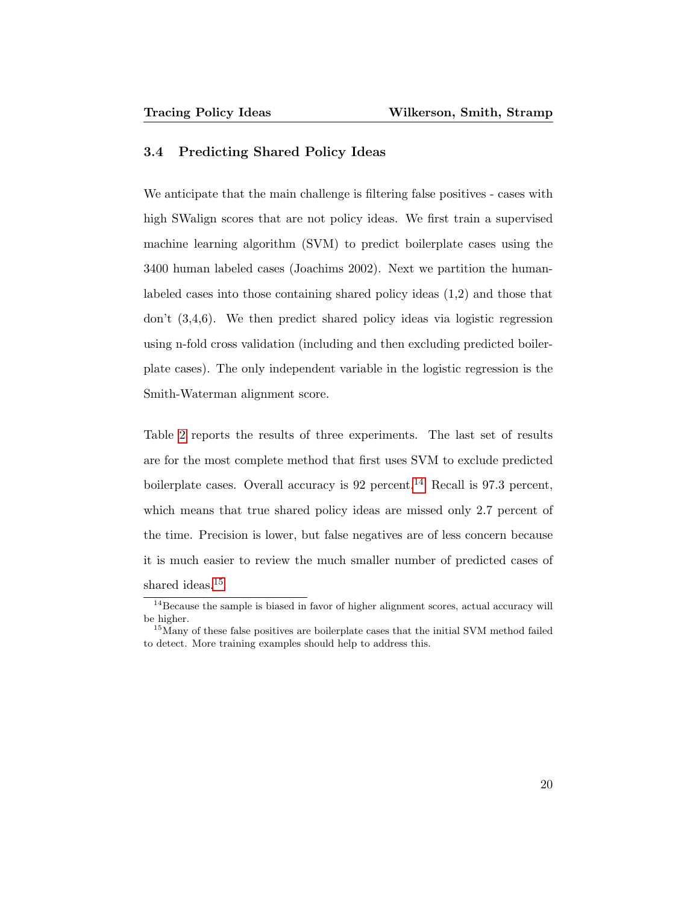### 3.4 Predicting Shared Policy Ideas

We anticipate that the main challenge is filtering false positives - cases with high SWalign scores that are not policy ideas. We first train a supervised machine learning algorithm (SVM) to predict boilerplate cases using the 3400 human labeled cases (Joachims 2002). Next we partition the human-labeled cases into those containing shared policy ideas (1,2) and those that don't (3,4,6). We then predict shared policy ideas via logistic regression using n-fold cross validation (including and then excluding predicted boilerplate cases). The only independent variable in the logistic regression is the Smith-Waterman alignment score.

Table 2 reports the results of three experiments. The last set of results are for the most complete method that first uses SVM to exclude predicted boilerplate cases. Overall accuracy is 92 percent.[14] Recall is 97.3 percent, which means that true shared policy ideas are missed only 2.7 percent of the time. Precision is lower, but false negatives are of less concern because it is much easier to review the much smaller number of predicted cases of shared ideas.[15]

[14]Because the sample is biased in favor of higher alignment scores, actual accuracy will be higher.

[15]Many of these false positives are boilerplate cases that the initial SVM method failed to detect. More training examples should help to address this.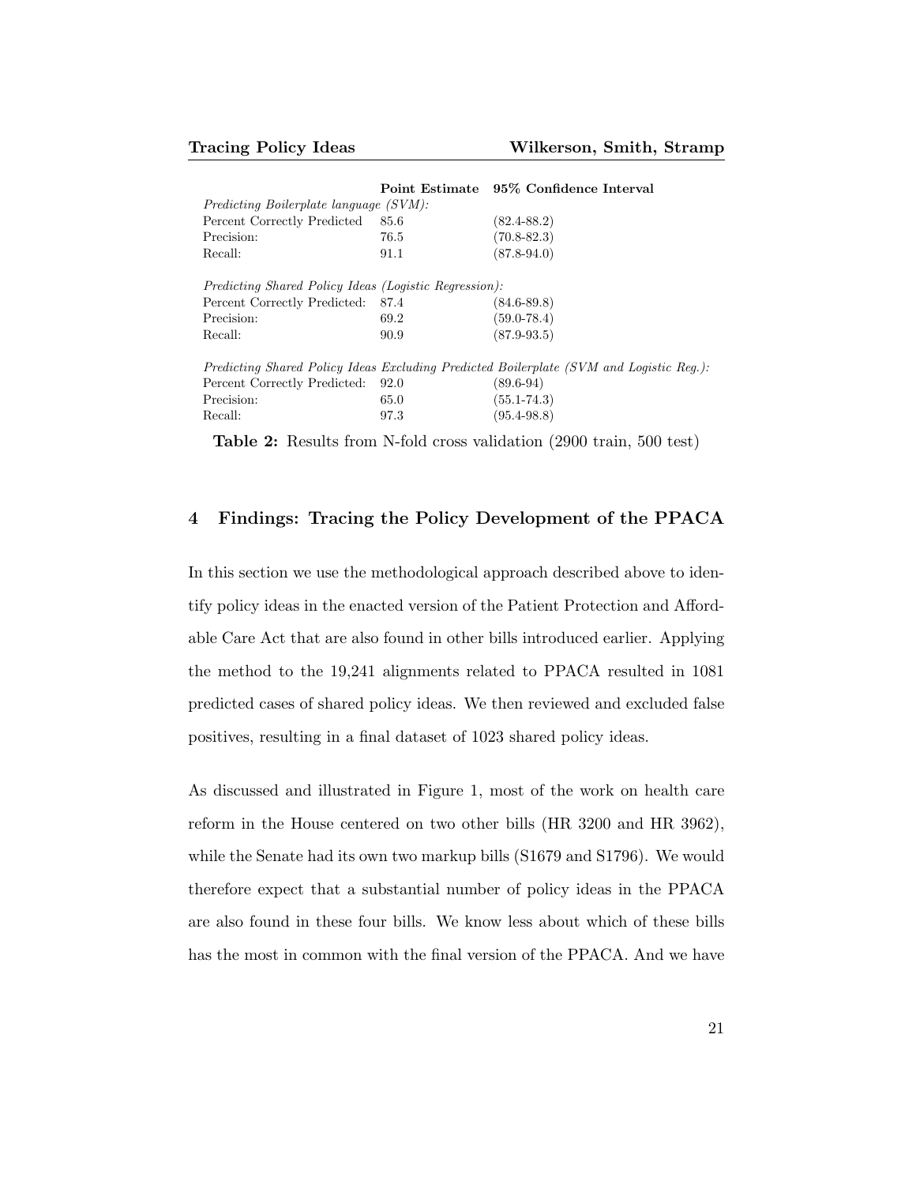| | Point Estimate | 95% Confidence Interval |
|---|---|---|
| *Predicting Boilerplate language (SVM):* | | |
| Percent Correctly Predicted | 85.6 | (82.4-88.2) |
| Precision: | 76.5 | (70.8-82.3) |
| Recall: | 91.1 | (87.8-94.0) |
| *Predicting Shared Policy Ideas (Logistic Regression):* | | |
| Percent Correctly Predicted: | 87.4 | (84.6-89.8) |
| Precision: | 69.2 | (59.0-78.4) |
| Recall: | 90.9 | (87.9-93.5) |
| *Predicting Shared Policy Ideas Excluding Predicted Boilerplate (SVM and Logistic Reg.):* | | |
| Percent Correctly Predicted: | 92.0 | (89.6-94) |
| Precision: | 65.0 | (55.1-74.3) |
| Recall: | 97.3 | (95.4-98.8) |

**Table 2:** Results from N-fold cross validation (2900 train, 500 test)

## 4 Findings: Tracing the Policy Development of the PPACA

In this section we use the methodological approach described above to identify policy ideas in the enacted version of the Patient Protection and Affordable Care Act that are also found in other bills introduced earlier. Applying the method to the 19,241 alignments related to PPACA resulted in 1081 predicted cases of shared policy ideas. We then reviewed and excluded false positives, resulting in a final dataset of 1023 shared policy ideas.

As discussed and illustrated in Figure 1, most of the work on health care reform in the House centered on two other bills (HR 3200 and HR 3962), while the Senate had its own two markup bills (S1679 and S1796). We would therefore expect that a substantial number of policy ideas in the PPACA are also found in these four bills. We know less about which of these bills has the most in common with the final version of the PPACA. And we have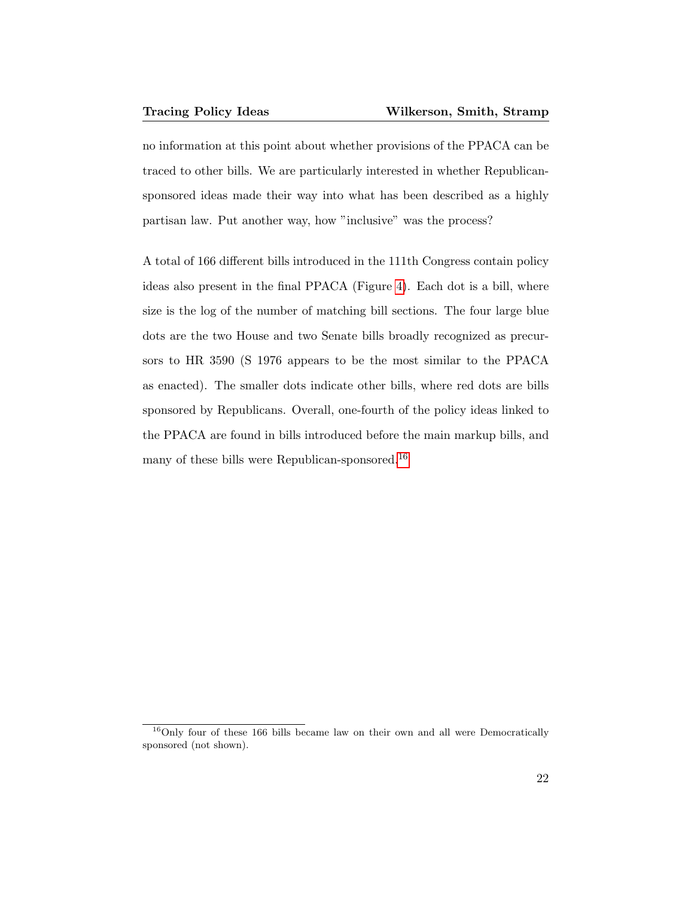no information at this point about whether provisions of the PPACA can be traced to other bills. We are particularly interested in whether Republican-sponsored ideas made their way into what has been described as a highly partisan law. Put another way, how "inclusive" was the process?

A total of 166 different bills introduced in the 111th Congress contain policy ideas also present in the final PPACA (Figure 4). Each dot is a bill, where size is the log of the number of matching bill sections. The four large blue dots are the two House and two Senate bills broadly recognized as precursors to HR 3590 (S 1976 appears to be the most similar to the PPACA as enacted). The smaller dots indicate other bills, where red dots are bills sponsored by Republicans. Overall, one-fourth of the policy ideas linked to the PPACA are found in bills introduced before the main markup bills, and many of these bills were Republican-sponsored.[16]

[16] Only four of these 166 bills became law on their own and all were Democratically sponsored (not shown).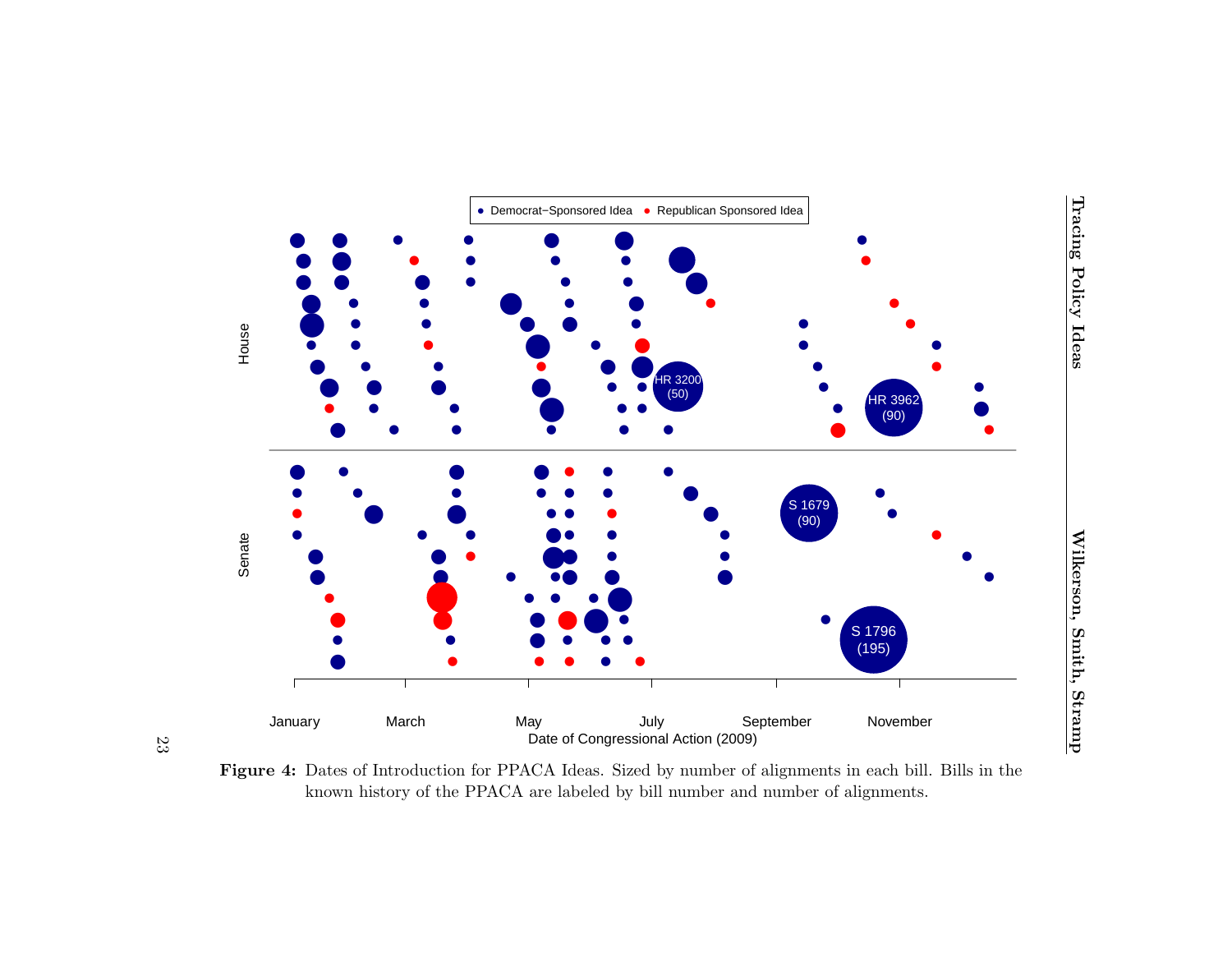**Figure 4:** Dates of Introduction for PPACA Ideas. Sized by number of alignments in each bill. Bills in the known history of the PPACA are labeled by bill number and number of alignments.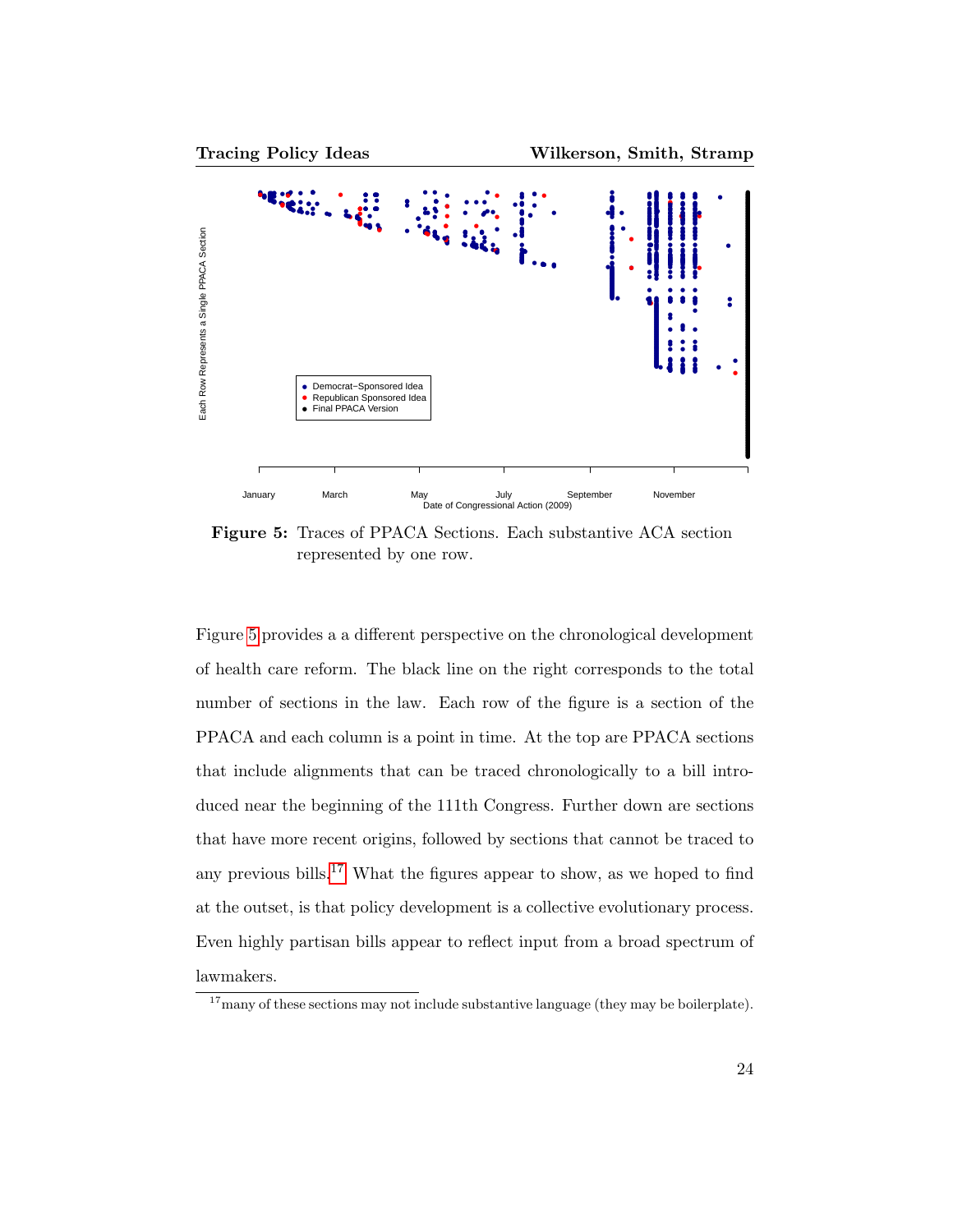Figure 5: Traces of PPACA Sections. Each substantive ACA section represented by one row.

Figure 5 provides a a different perspective on the chronological development of health care reform. The black line on the right corresponds to the total number of sections in the law. Each row of the figure is a section of the PPACA and each column is a point in time. At the top are PPACA sections that include alignments that can be traced chronologically to a bill introduced near the beginning of the 111th Congress. Further down are sections that have more recent origins, followed by sections that cannot be traced to any previous bills.[17] What the figures appear to show, as we hoped to find at the outset, is that policy development is a collective evolutionary process. Even highly partisan bills appear to reflect input from a broad spectrum of lawmakers.

[17] many of these sections may not include substantive language (they may be boilerplate).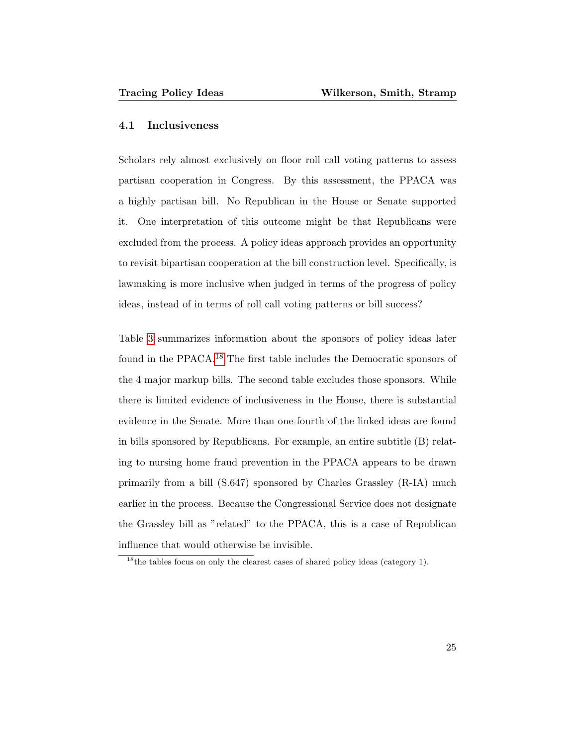### 4.1 Inclusiveness

Scholars rely almost exclusively on floor roll call voting patterns to assess partisan cooperation in Congress. By this assessment, the PPACA was a highly partisan bill. No Republican in the House or Senate supported it. One interpretation of this outcome might be that Republicans were excluded from the process. A policy ideas approach provides an opportunity to revisit bipartisan cooperation at the bill construction level. Specifically, is lawmaking is more inclusive when judged in terms of the progress of policy ideas, instead of in terms of roll call voting patterns or bill success?

Table 3 summarizes information about the sponsors of policy ideas later found in the PPACA.[18] The first table includes the Democratic sponsors of the 4 major markup bills. The second table excludes those sponsors. While there is limited evidence of inclusiveness in the House, there is substantial evidence in the Senate. More than one-fourth of the linked ideas are found in bills sponsored by Republicans. For example, an entire subtitle (B) relating to nursing home fraud prevention in the PPACA appears to be drawn primarily from a bill (S.647) sponsored by Charles Grassley (R-IA) much earlier in the process. Because the Congressional Service does not designate the Grassley bill as "related" to the PPACA, this is a case of Republican influence that would otherwise be invisible.

[18] the tables focus on only the clearest cases of shared policy ideas (category 1).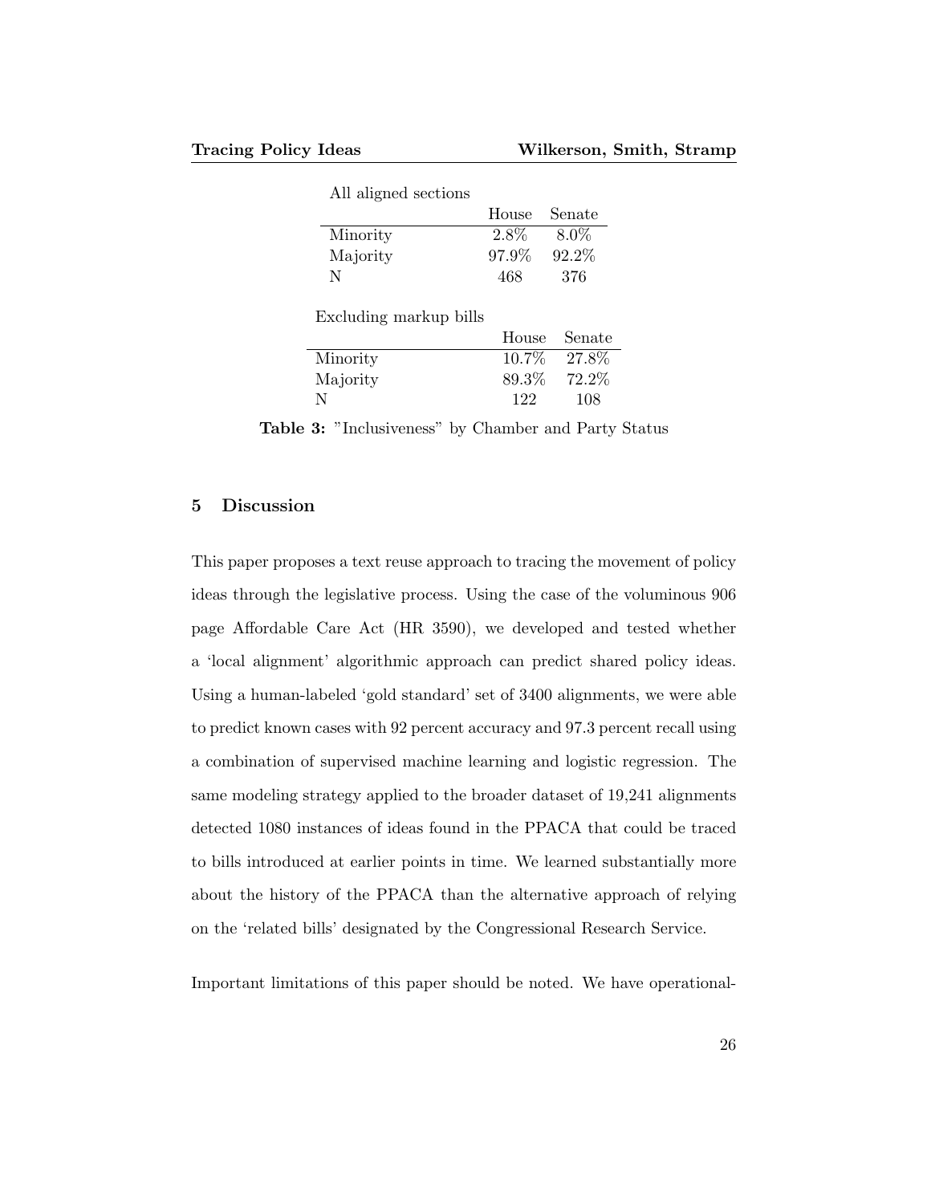All aligned sections

| | House | Senate |
|---|---|---|
| Minority | 2.8% | 8.0% |
| Majority | 97.9% | 92.2% |
| N | 468 | 376 |

Excluding markup bills

| | House | Senate |
|---|---|---|
| Minority | 10.7% | 27.8% |
| Majority | 89.3% | 72.2% |
| N | 122 | 108 |

**Table 3:** "Inclusiveness" by Chamber and Party Status

## 5 Discussion

This paper proposes a text reuse approach to tracing the movement of policy ideas through the legislative process. Using the case of the voluminous 906 page Affordable Care Act (HR 3590), we developed and tested whether a 'local alignment' algorithmic approach can predict shared policy ideas. Using a human-labeled 'gold standard' set of 3400 alignments, we were able to predict known cases with 92 percent accuracy and 97.3 percent recall using a combination of supervised machine learning and logistic regression. The same modeling strategy applied to the broader dataset of 19,241 alignments detected 1080 instances of ideas found in the PPACA that could be traced to bills introduced at earlier points in time. We learned substantially more about the history of the PPACA than the alternative approach of relying on the 'related bills' designated by the Congressional Research Service.

Important limitations of this paper should be noted. We have operational-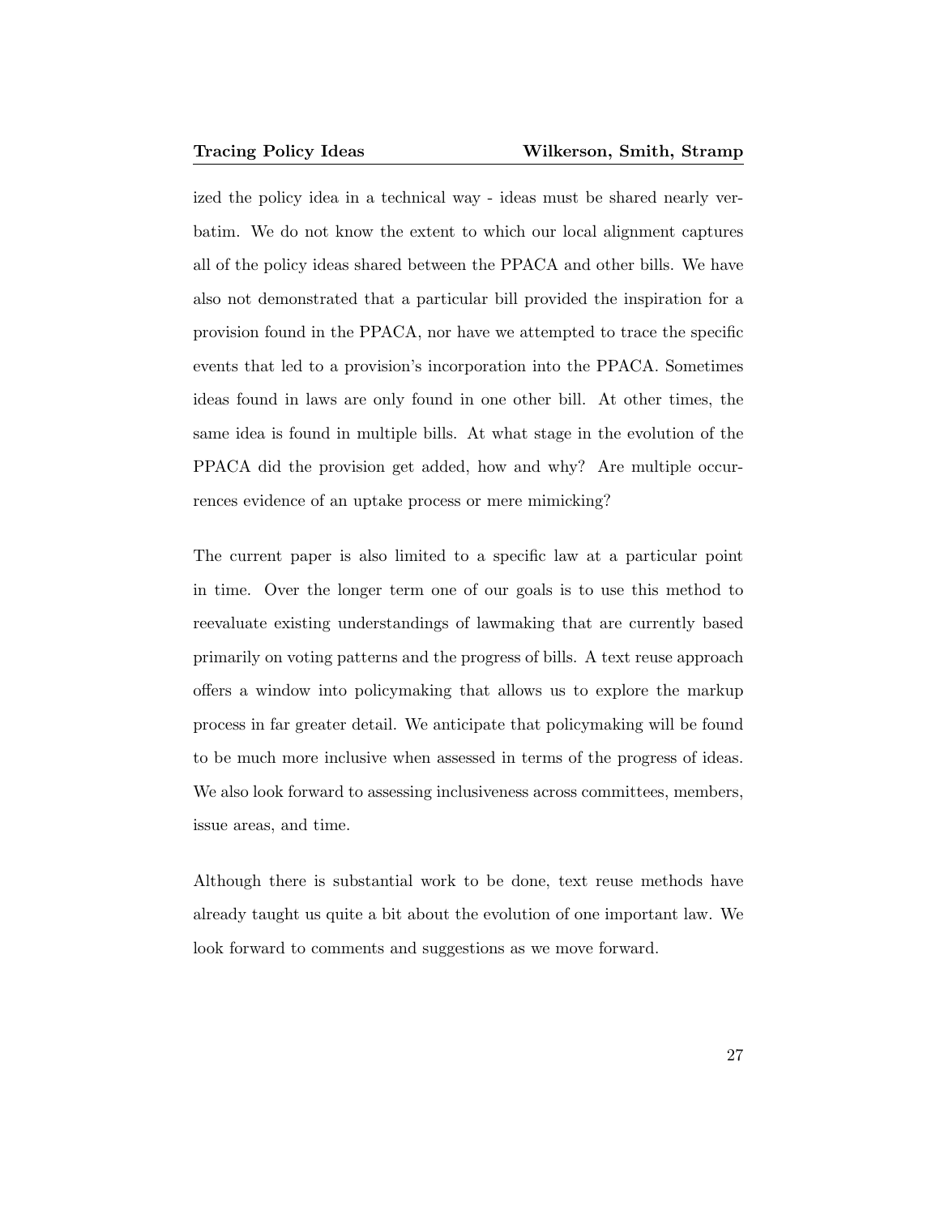ized the policy idea in a technical way - ideas must be shared nearly verbatim. We do not know the extent to which our local alignment captures all of the policy ideas shared between the PPACA and other bills. We have also not demonstrated that a particular bill provided the inspiration for a provision found in the PPACA, nor have we attempted to trace the specific events that led to a provision's incorporation into the PPACA. Sometimes ideas found in laws are only found in one other bill. At other times, the same idea is found in multiple bills. At what stage in the evolution of the PPACA did the provision get added, how and why? Are multiple occurrences evidence of an uptake process or mere mimicking?

The current paper is also limited to a specific law at a particular point in time. Over the longer term one of our goals is to use this method to reevaluate existing understandings of lawmaking that are currently based primarily on voting patterns and the progress of bills. A text reuse approach offers a window into policymaking that allows us to explore the markup process in far greater detail. We anticipate that policymaking will be found to be much more inclusive when assessed in terms of the progress of ideas. We also look forward to assessing inclusiveness across committees, members, issue areas, and time.

Although there is substantial work to be done, text reuse methods have already taught us quite a bit about the evolution of one important law. We look forward to comments and suggestions as we move forward.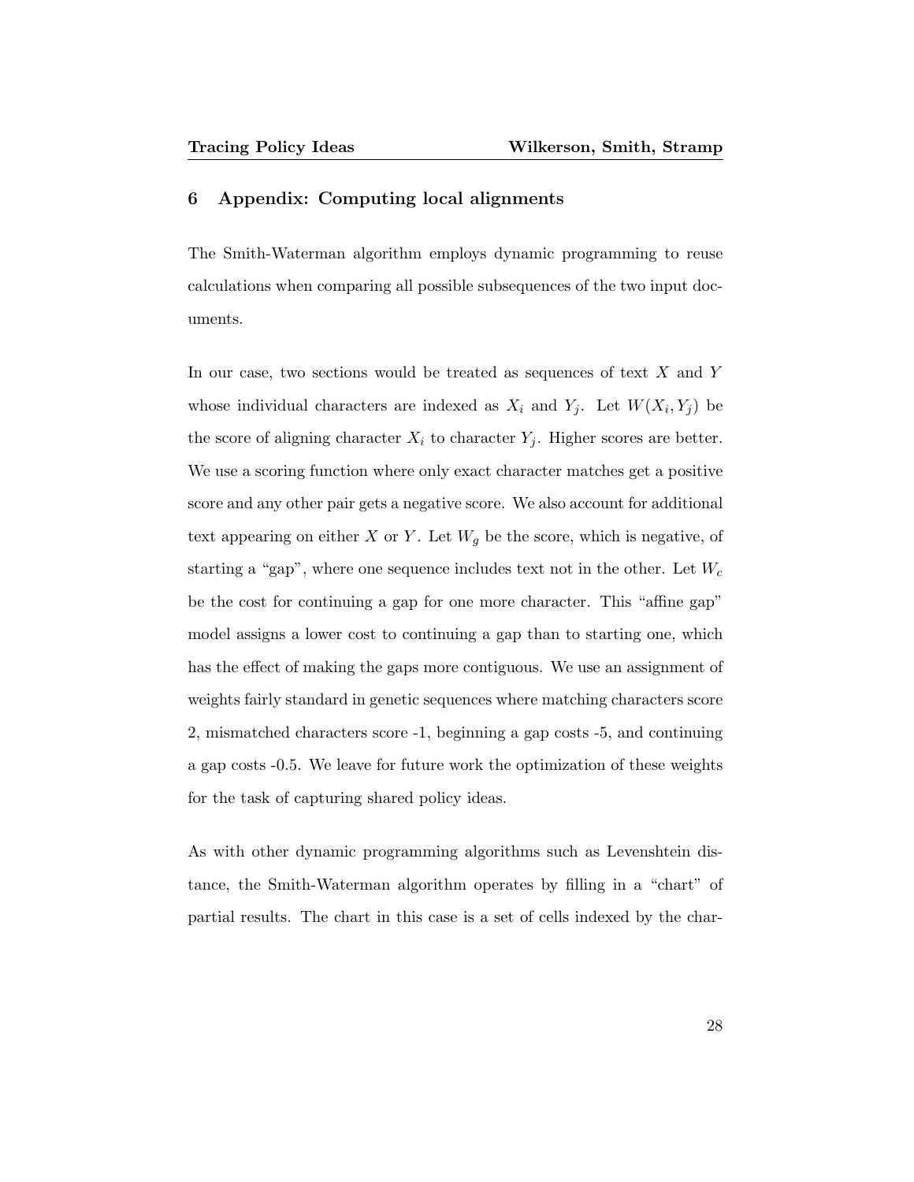## 6 Appendix: Computing local alignments

The Smith-Waterman algorithm employs dynamic programming to reuse calculations when comparing all possible subsequences of the two input documents.

In our case, two sections would be treated as sequences of text $X$ and $Y$ whose individual characters are indexed as $X_i$ and $Y_j$. Let $W(X_i, Y_j)$ be the score of aligning character $X_i$ to character $Y_j$. Higher scores are better. We use a scoring function where only exact character matches get a positive score and any other pair gets a negative score. We also account for additional text appearing on either $X$ or $Y$. Let $W_g$ be the score, which is negative, of starting a "gap", where one sequence includes text not in the other. Let $W_c$ be the cost for continuing a gap for one more character. This "affine gap" model assigns a lower cost to continuing a gap than to starting one, which has the effect of making the gaps more contiguous. We use an assignment of weights fairly standard in genetic sequences where matching characters score 2, mismatched characters score -1, beginning a gap costs -5, and continuing a gap costs -0.5. We leave for future work the optimization of these weights for the task of capturing shared policy ideas.

As with other dynamic programming algorithms such as Levenshtein distance, the Smith-Waterman algorithm operates by filling in a "chart" of partial results. The chart in this case is a set of cells indexed by the char-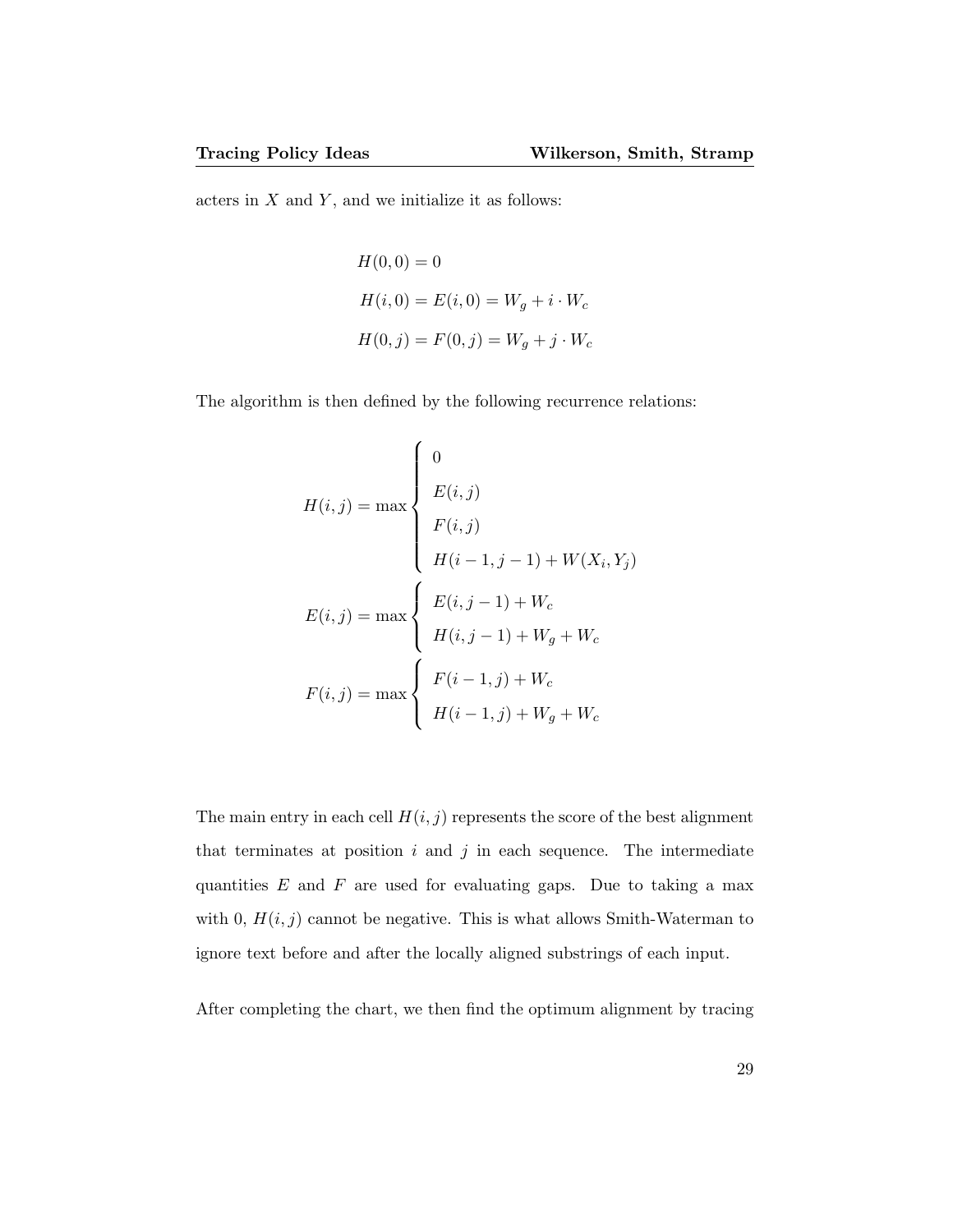acters in $X$ and $Y$, and we initialize it as follows:

$$H(0,0) = 0$$

$$H(i,0) = E(i,0) = W_g + i \cdot W_c$$

$$H(0,j) = F(0,j) = W_g + j \cdot W_c$$

The algorithm is then defined by the following recurrence relations:

$$H(i,j) = \max \begin{cases} 0 \\ E(i,j) \\ F(i,j) \\ H(i-1,j-1) + W(X_i, Y_j) \end{cases}$$

$$E(i,j) = \max \begin{cases} E(i,j-1) + W_c \\ H(i,j-1) + W_g + W_c \end{cases}$$

$$F(i,j) = \max \begin{cases} F(i-1,j) + W_c \\ H(i-1,j) + W_g + W_c \end{cases}$$

The main entry in each cell $H(i,j)$ represents the score of the best alignment that terminates at position $i$ and $j$ in each sequence. The intermediate quantities $E$ and $F$ are used for evaluating gaps. Due to taking a max with 0, $H(i,j)$ cannot be negative. This is what allows Smith-Waterman to ignore text before and after the locally aligned substrings of each input.

After completing the chart, we then find the optimum alignment by tracing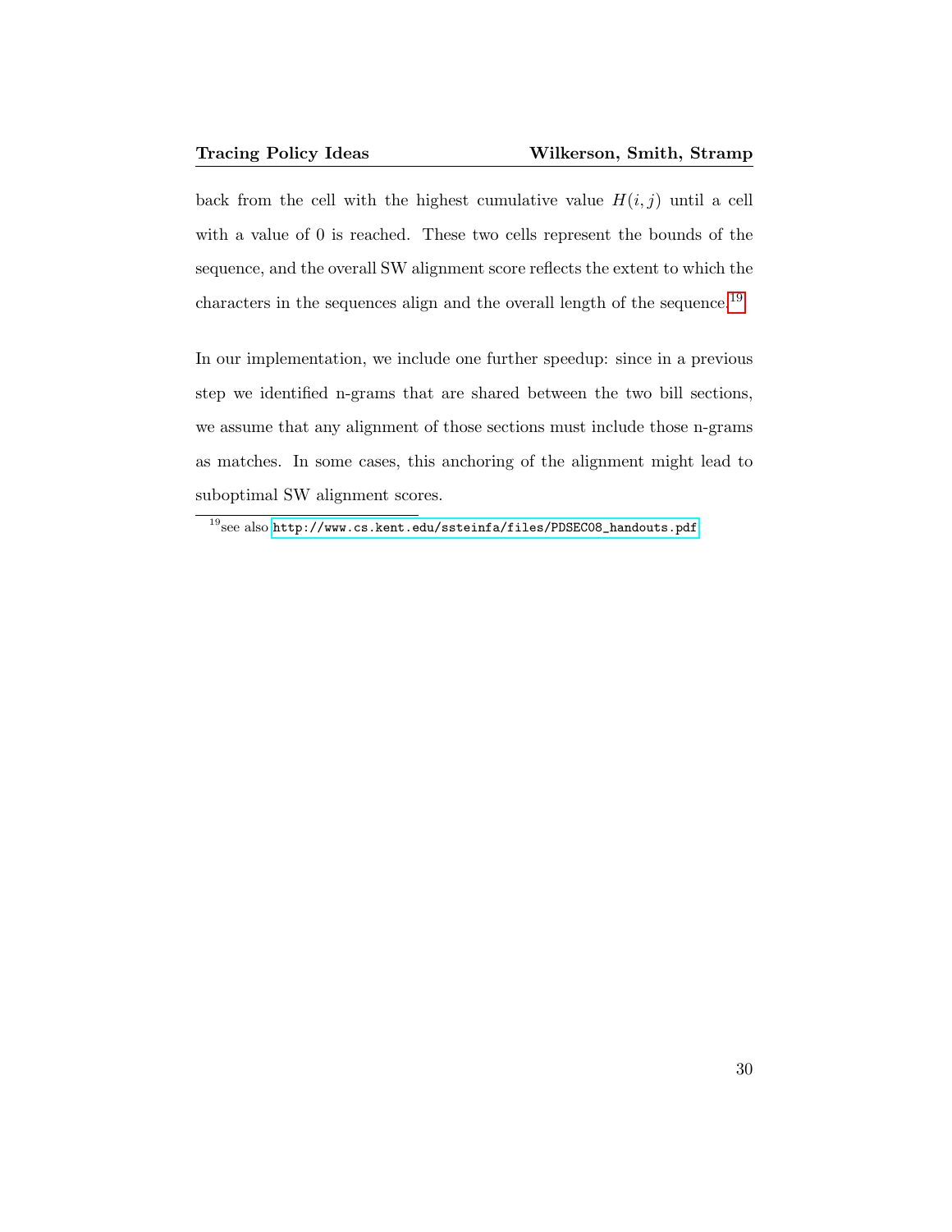back from the cell with the highest cumulative value $H(i, j)$ until a cell with a value of 0 is reached. These two cells represent the bounds of the sequence, and the overall SW alignment score reflects the extent to which the characters in the sequences align and the overall length of the sequence.[19]

In our implementation, we include one further speedup: since in a previous step we identified n-grams that are shared between the two bill sections, we assume that any alignment of those sections must include those n-grams as matches. In some cases, this anchoring of the alignment might lead to suboptimal SW alignment scores.

[19] see also http://www.cs.kent.edu/ssteinfa/files/PDSEC08_handouts.pdf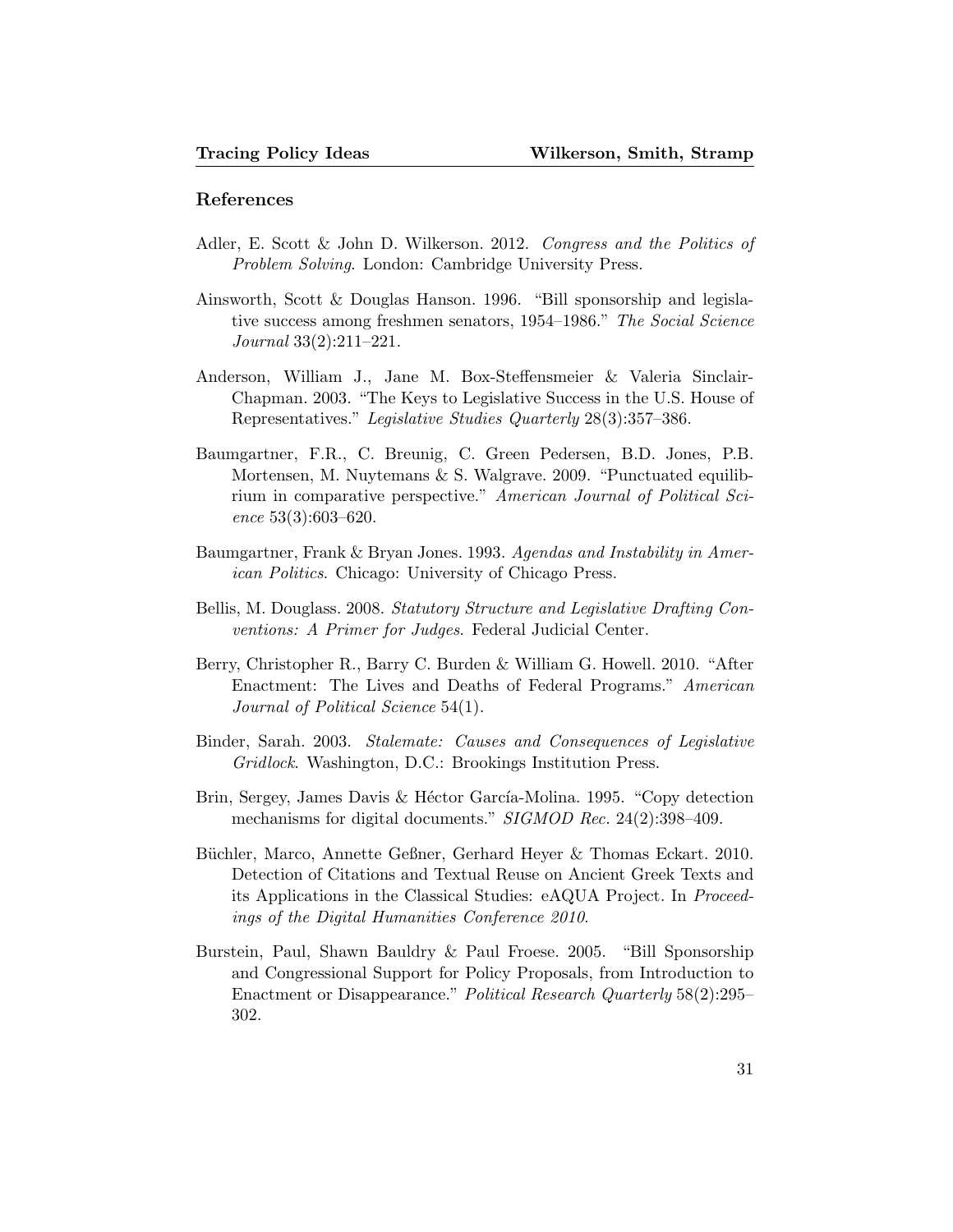## References

Adler, E. Scott & John D. Wilkerson. 2012. *Congress and the Politics of Problem Solving*. London: Cambridge University Press.

Ainsworth, Scott & Douglas Hanson. 1996. "Bill sponsorship and legislative success among freshmen senators, 1954–1986." *The Social Science Journal* 33(2):211–221.

Anderson, William J., Jane M. Box-Steffensmeier & Valeria Sinclair-Chapman. 2003. "The Keys to Legislative Success in the U.S. House of Representatives." *Legislative Studies Quarterly* 28(3):357–386.

Baumgartner, F.R., C. Breunig, C. Green Pedersen, B.D. Jones, P.B. Mortensen, M. Nuytemans & S. Walgrave. 2009. "Punctuated equilibrium in comparative perspective." *American Journal of Political Science* 53(3):603–620.

Baumgartner, Frank & Bryan Jones. 1993. *Agendas and Instability in American Politics*. Chicago: University of Chicago Press.

Bellis, M. Douglass. 2008. *Statutory Structure and Legislative Drafting Conventions: A Primer for Judges*. Federal Judicial Center.

Berry, Christopher R., Barry C. Burden & William G. Howell. 2010. "After Enactment: The Lives and Deaths of Federal Programs." *American Journal of Political Science* 54(1).

Binder, Sarah. 2003. *Stalemate: Causes and Consequences of Legislative Gridlock*. Washington, D.C.: Brookings Institution Press.

Brin, Sergey, James Davis & Héctor García-Molina. 1995. "Copy detection mechanisms for digital documents." *SIGMOD Rec.* 24(2):398–409.

Büchler, Marco, Annette Geßner, Gerhard Heyer & Thomas Eckart. 2010. Detection of Citations and Textual Reuse on Ancient Greek Texts and its Applications in the Classical Studies: eAQUA Project. In *Proceedings of the Digital Humanities Conference 2010*.

Burstein, Paul, Shawn Bauldry & Paul Froese. 2005. "Bill Sponsorship and Congressional Support for Policy Proposals, from Introduction to Enactment or Disappearance." *Political Research Quarterly* 58(2):295–302.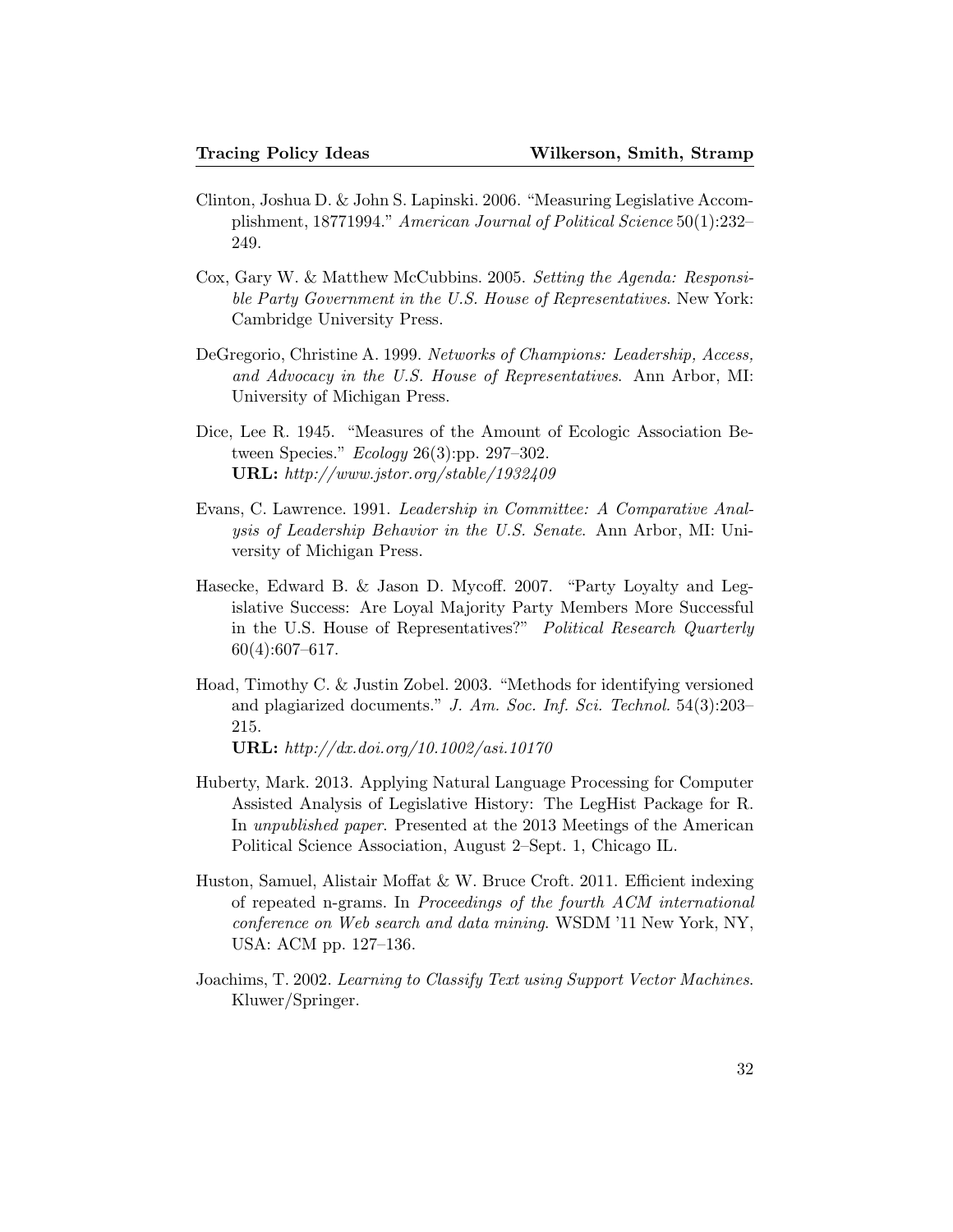Clinton, Joshua D. & John S. Lapinski. 2006. "Measuring Legislative Accomplishment, 18771994." *American Journal of Political Science* 50(1):232–249.

Cox, Gary W. & Matthew McCubbins. 2005. *Setting the Agenda: Responsible Party Government in the U.S. House of Representatives*. New York: Cambridge University Press.

DeGregorio, Christine A. 1999. *Networks of Champions: Leadership, Access, and Advocacy in the U.S. House of Representatives*. Ann Arbor, MI: University of Michigan Press.

Dice, Lee R. 1945. "Measures of the Amount of Ecologic Association Between Species." *Ecology* 26(3):pp. 297–302.
**URL:** *http://www.jstor.org/stable/1932409*

Evans, C. Lawrence. 1991. *Leadership in Committee: A Comparative Analysis of Leadership Behavior in the U.S. Senate*. Ann Arbor, MI: University of Michigan Press.

Hasecke, Edward B. & Jason D. Mycoff. 2007. "Party Loyalty and Legislative Success: Are Loyal Majority Party Members More Successful in the U.S. House of Representatives?" *Political Research Quarterly* 60(4):607–617.

Hoad, Timothy C. & Justin Zobel. 2003. "Methods for identifying versioned and plagiarized documents." *J. Am. Soc. Inf. Sci. Technol.* 54(3):203–215.
**URL:** *http://dx.doi.org/10.1002/asi.10170*

Huberty, Mark. 2013. Applying Natural Language Processing for Computer Assisted Analysis of Legislative History: The LegHist Package for R. In *unpublished paper.* Presented at the 2013 Meetings of the American Political Science Association, August 2–Sept. 1, Chicago IL.

Huston, Samuel, Alistair Moffat & W. Bruce Croft. 2011. Efficient indexing of repeated n-grams. In *Proceedings of the fourth ACM international conference on Web search and data mining*. WSDM '11 New York, NY, USA: ACM pp. 127–136.

Joachims, T. 2002. *Learning to Classify Text using Support Vector Machines*. Kluwer/Springer.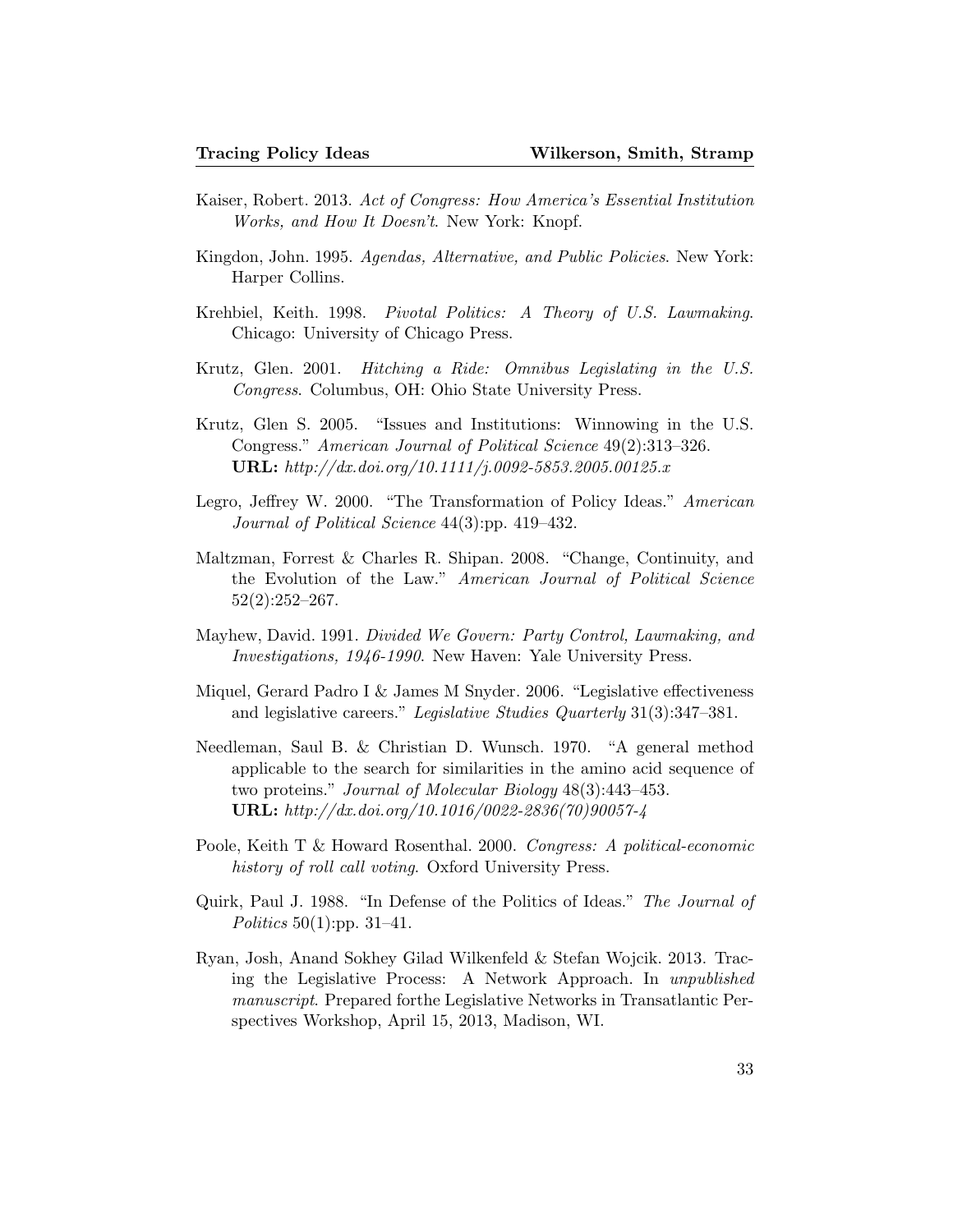Kaiser, Robert. 2013. *Act of Congress: How America's Essential Institution Works, and How It Doesn't*. New York: Knopf.

Kingdon, John. 1995. *Agendas, Alternative, and Public Policies*. New York: Harper Collins.

Krehbiel, Keith. 1998. *Pivotal Politics: A Theory of U.S. Lawmaking*. Chicago: University of Chicago Press.

Krutz, Glen. 2001. *Hitching a Ride: Omnibus Legislating in the U.S. Congress*. Columbus, OH: Ohio State University Press.

Krutz, Glen S. 2005. "Issues and Institutions: Winnowing in the U.S. Congress." *American Journal of Political Science* 49(2):313–326. **URL:** *http://dx.doi.org/10.1111/j.0092-5853.2005.00125.x*

Legro, Jeffrey W. 2000. "The Transformation of Policy Ideas." *American Journal of Political Science* 44(3):pp. 419–432.

Maltzman, Forrest & Charles R. Shipan. 2008. "Change, Continuity, and the Evolution of the Law." *American Journal of Political Science* 52(2):252–267.

Mayhew, David. 1991. *Divided We Govern: Party Control, Lawmaking, and Investigations, 1946-1990*. New Haven: Yale University Press.

Miquel, Gerard Padro I & James M Snyder. 2006. "Legislative effectiveness and legislative careers." *Legislative Studies Quarterly* 31(3):347–381.

Needleman, Saul B. & Christian D. Wunsch. 1970. "A general method applicable to the search for similarities in the amino acid sequence of two proteins." *Journal of Molecular Biology* 48(3):443–453. **URL:** *http://dx.doi.org/10.1016/0022-2836(70)90057-4*

Poole, Keith T & Howard Rosenthal. 2000. *Congress: A political-economic history of roll call voting*. Oxford University Press.

Quirk, Paul J. 1988. "In Defense of the Politics of Ideas." *The Journal of Politics* 50(1):pp. 31–41.

Ryan, Josh, Anand Sokhey Gilad Wilkenfeld & Stefan Wojcik. 2013. Tracing the Legislative Process: A Network Approach. In *unpublished manuscript*. Prepared forthe Legislative Networks in Transatlantic Perspectives Workshop, April 15, 2013, Madison, WI.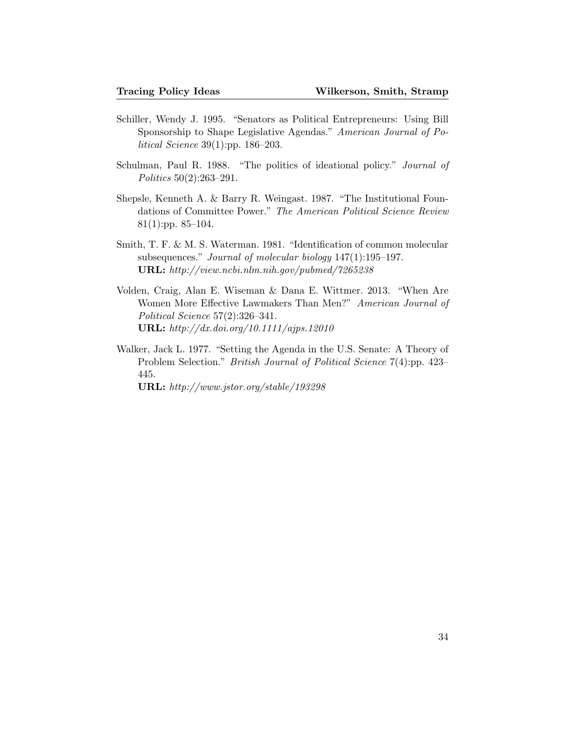Schiller, Wendy J. 1995. "Senators as Political Entrepreneurs: Using Bill Sponsorship to Shape Legislative Agendas." *American Journal of Political Science* 39(1):pp. 186–203.

Schulman, Paul R. 1988. "The politics of ideational policy." *Journal of Politics* 50(2):263–291.

Shepsle, Kenneth A. & Barry R. Weingast. 1987. "The Institutional Foundations of Committee Power." *The American Political Science Review* 81(1):pp. 85–104.

Smith, T. F. & M. S. Waterman. 1981. "Identification of common molecular subsequences." *Journal of molecular biology* 147(1):195–197.
**URL:** *http://view.ncbi.nlm.nih.gov/pubmed/7265238*

Volden, Craig, Alan E. Wiseman & Dana E. Wittmer. 2013. "When Are Women More Effective Lawmakers Than Men?" *American Journal of Political Science* 57(2):326–341.
**URL:** *http://dx.doi.org/10.1111/ajps.12010*

Walker, Jack L. 1977. "Setting the Agenda in the U.S. Senate: A Theory of Problem Selection." *British Journal of Political Science* 7(4):pp. 423–445.
**URL:** *http://www.jstor.org/stable/193298*